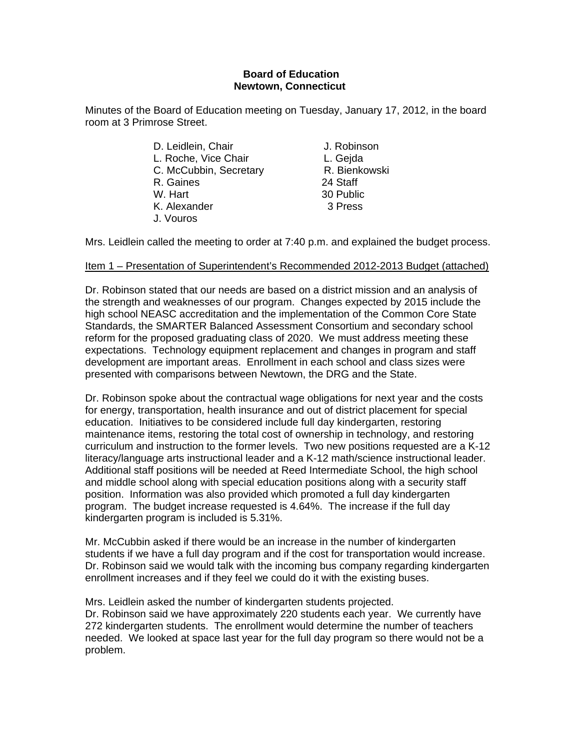**Board of Education**
**Newtown, Connecticut**

Minutes of the Board of Education meeting on Tuesday, January 17, 2012, in the board room at 3 Primrose Street.

| | |
|---|---|
| D. Leidlein, Chair | J. Robinson |
| L. Roche, Vice Chair | L. Gejda |
| C. McCubbin, Secretary | R. Bienkowski |
| R. Gaines | 24 Staff |
| W. Hart | 30 Public |
| K. Alexander | 3 Press |
| J. Vouros | |

Mrs. Leidlein called the meeting to order at 7:40 p.m. and explained the budget process.

Item 1 – Presentation of Superintendent's Recommended 2012-2013 Budget (attached)

Dr. Robinson stated that our needs are based on a district mission and an analysis of the strength and weaknesses of our program. Changes expected by 2015 include the high school NEASC accreditation and the implementation of the Common Core State Standards, the SMARTER Balanced Assessment Consortium and secondary school reform for the proposed graduating class of 2020. We must address meeting these expectations. Technology equipment replacement and changes in program and staff development are important areas. Enrollment in each school and class sizes were presented with comparisons between Newtown, the DRG and the State.

Dr. Robinson spoke about the contractual wage obligations for next year and the costs for energy, transportation, health insurance and out of district placement for special education. Initiatives to be considered include full day kindergarten, restoring maintenance items, restoring the total cost of ownership in technology, and restoring curriculum and instruction to the former levels. Two new positions requested are a K-12 literacy/language arts instructional leader and a K-12 math/science instructional leader. Additional staff positions will be needed at Reed Intermediate School, the high school and middle school along with special education positions along with a security staff position. Information was also provided which promoted a full day kindergarten program. The budget increase requested is 4.64%. The increase if the full day kindergarten program is included is 5.31%.

Mr. McCubbin asked if there would be an increase in the number of kindergarten students if we have a full day program and if the cost for transportation would increase. Dr. Robinson said we would talk with the incoming bus company regarding kindergarten enrollment increases and if they feel we could do it with the existing buses.

Mrs. Leidlein asked the number of kindergarten students projected.
Dr. Robinson said we have approximately 220 students each year. We currently have 272 kindergarten students. The enrollment would determine the number of teachers needed. We looked at space last year for the full day program so there would not be a problem.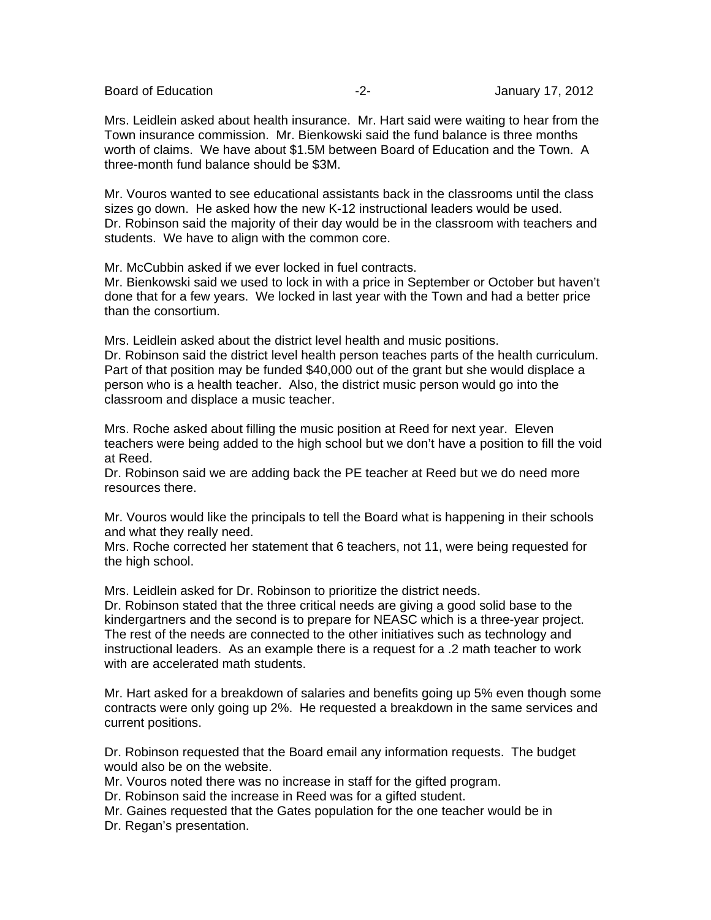Mrs. Leidlein asked about health insurance. Mr. Hart said were waiting to hear from the Town insurance commission. Mr. Bienkowski said the fund balance is three months worth of claims. We have about $1.5M between Board of Education and the Town. A three-month fund balance should be $3M.

Mr. Vouros wanted to see educational assistants back in the classrooms until the class sizes go down. He asked how the new K-12 instructional leaders would be used. Dr. Robinson said the majority of their day would be in the classroom with teachers and students. We have to align with the common core.

Mr. McCubbin asked if we ever locked in fuel contracts.
Mr. Bienkowski said we used to lock in with a price in September or October but haven't done that for a few years. We locked in last year with the Town and had a better price than the consortium.

Mrs. Leidlein asked about the district level health and music positions.
Dr. Robinson said the district level health person teaches parts of the health curriculum. Part of that position may be funded $40,000 out of the grant but she would displace a person who is a health teacher. Also, the district music person would go into the classroom and displace a music teacher.

Mrs. Roche asked about filling the music position at Reed for next year. Eleven teachers were being added to the high school but we don't have a position to fill the void at Reed.
Dr. Robinson said we are adding back the PE teacher at Reed but we do need more resources there.

Mr. Vouros would like the principals to tell the Board what is happening in their schools and what they really need.
Mrs. Roche corrected her statement that 6 teachers, not 11, were being requested for the high school.

Mrs. Leidlein asked for Dr. Robinson to prioritize the district needs.
Dr. Robinson stated that the three critical needs are giving a good solid base to the kindergartners and the second is to prepare for NEASC which is a three-year project. The rest of the needs are connected to the other initiatives such as technology and instructional leaders. As an example there is a request for a .2 math teacher to work with are accelerated math students.

Mr. Hart asked for a breakdown of salaries and benefits going up 5% even though some contracts were only going up 2%. He requested a breakdown in the same services and current positions.

Dr. Robinson requested that the Board email any information requests. The budget would also be on the website.
Mr. Vouros noted there was no increase in staff for the gifted program.
Dr. Robinson said the increase in Reed was for a gifted student.
Mr. Gaines requested that the Gates population for the one teacher would be in Dr. Regan's presentation.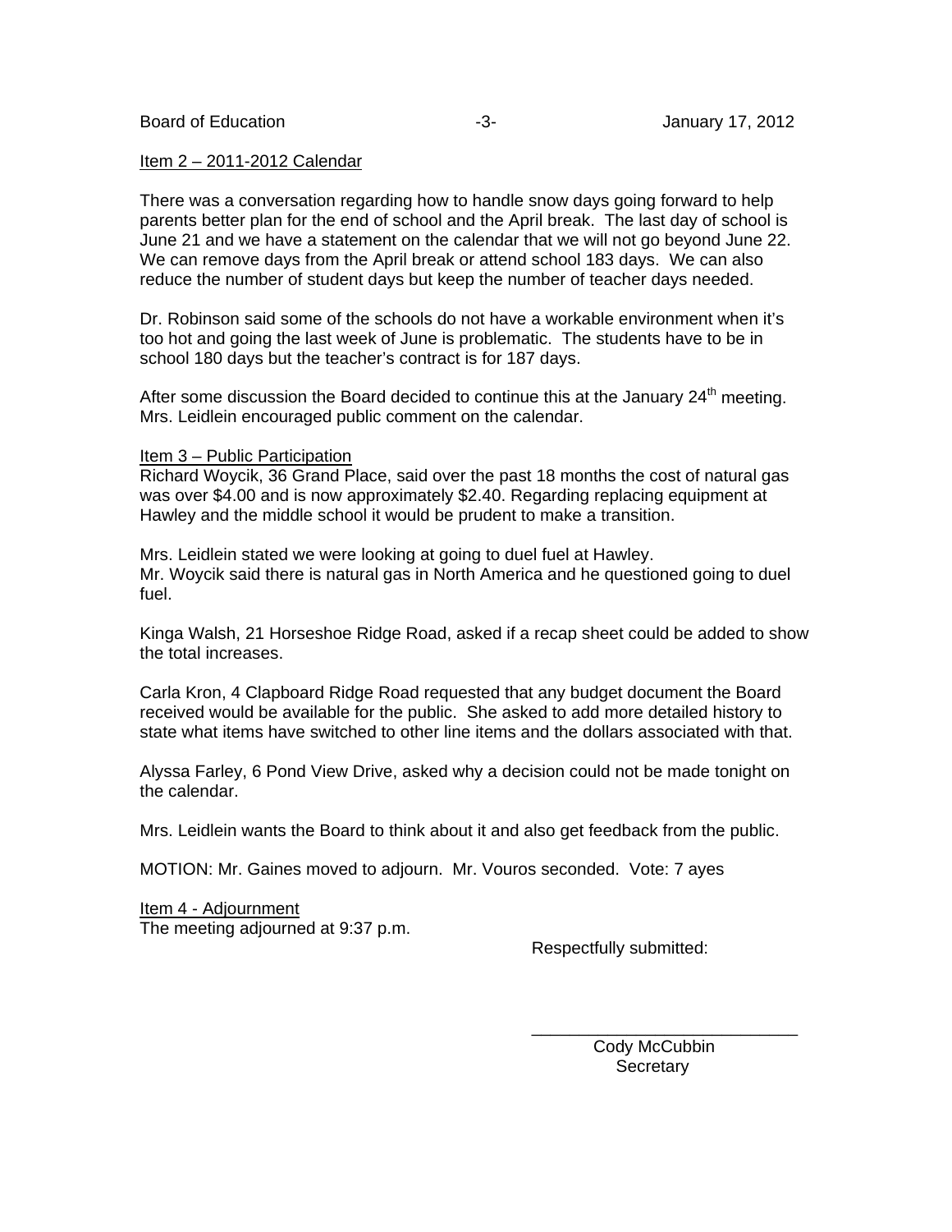Item 2 – 2011-2012 Calendar

There was a conversation regarding how to handle snow days going forward to help parents better plan for the end of school and the April break. The last day of school is June 21 and we have a statement on the calendar that we will not go beyond June 22. We can remove days from the April break or attend school 183 days. We can also reduce the number of student days but keep the number of teacher days needed.

Dr. Robinson said some of the schools do not have a workable environment when it's too hot and going the last week of June is problematic. The students have to be in school 180 days but the teacher's contract is for 187 days.

After some discussion the Board decided to continue this at the January 24th meeting. Mrs. Leidlein encouraged public comment on the calendar.

Item 3 – Public Participation

Richard Woycik, 36 Grand Place, said over the past 18 months the cost of natural gas was over $4.00 and is now approximately $2.40. Regarding replacing equipment at Hawley and the middle school it would be prudent to make a transition.

Mrs. Leidlein stated we were looking at going to duel fuel at Hawley.
Mr. Woycik said there is natural gas in North America and he questioned going to duel fuel.

Kinga Walsh, 21 Horseshoe Ridge Road, asked if a recap sheet could be added to show the total increases.

Carla Kron, 4 Clapboard Ridge Road requested that any budget document the Board received would be available for the public. She asked to add more detailed history to state what items have switched to other line items and the dollars associated with that.

Alyssa Farley, 6 Pond View Drive, asked why a decision could not be made tonight on the calendar.

Mrs. Leidlein wants the Board to think about it and also get feedback from the public.

MOTION: Mr. Gaines moved to adjourn. Mr. Vouros seconded. Vote: 7 ayes

Item 4 - Adjournment

The meeting adjourned at 9:37 p.m.

Respectfully submitted:

\_\_\_\_\_\_\_\_\_\_\_\_\_\_\_\_\_\_\_\_\_\_\_\_\_\_\_\_

Cody McCubbin
Secretary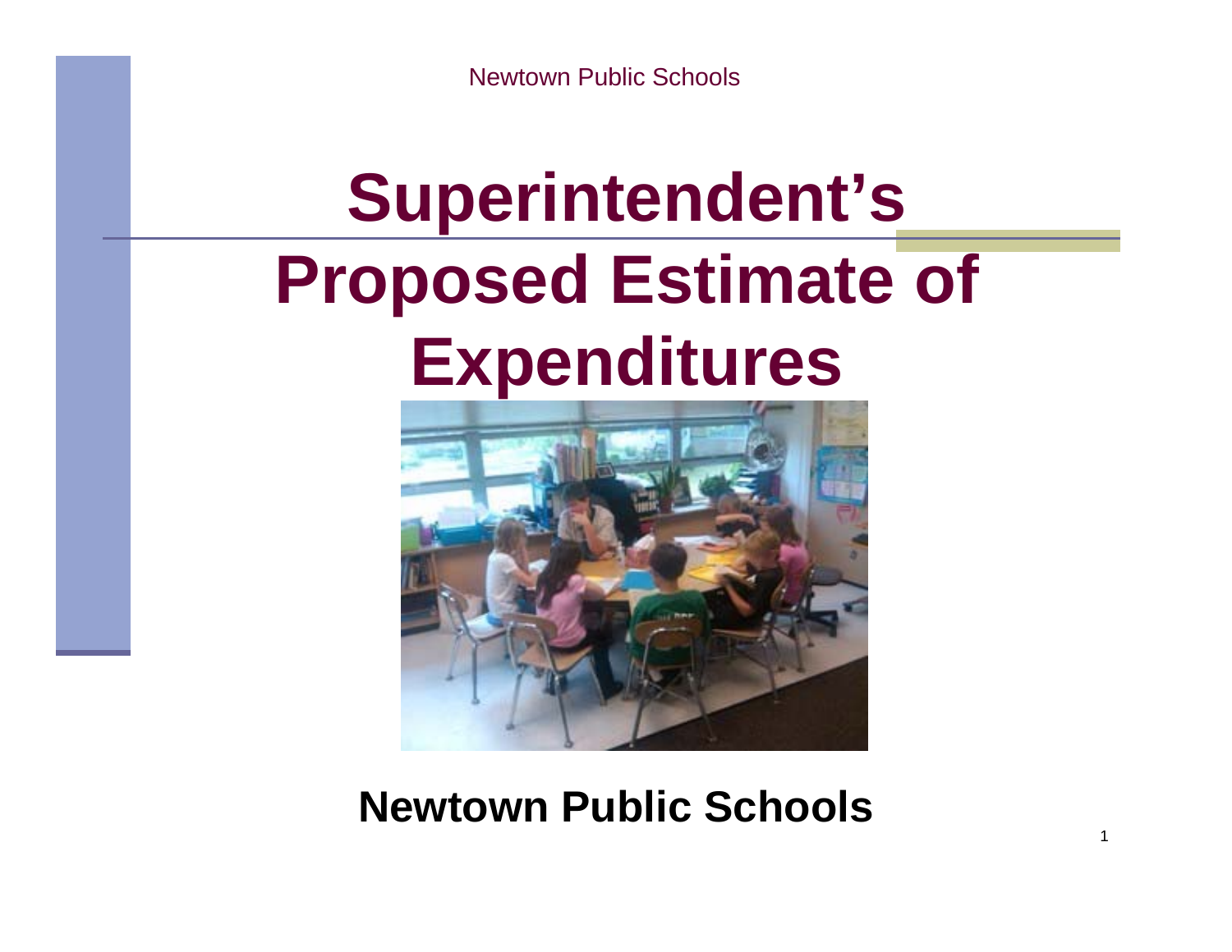# Superintendent's Proposed Estimate of Expenditures

**Newtown Public Schools**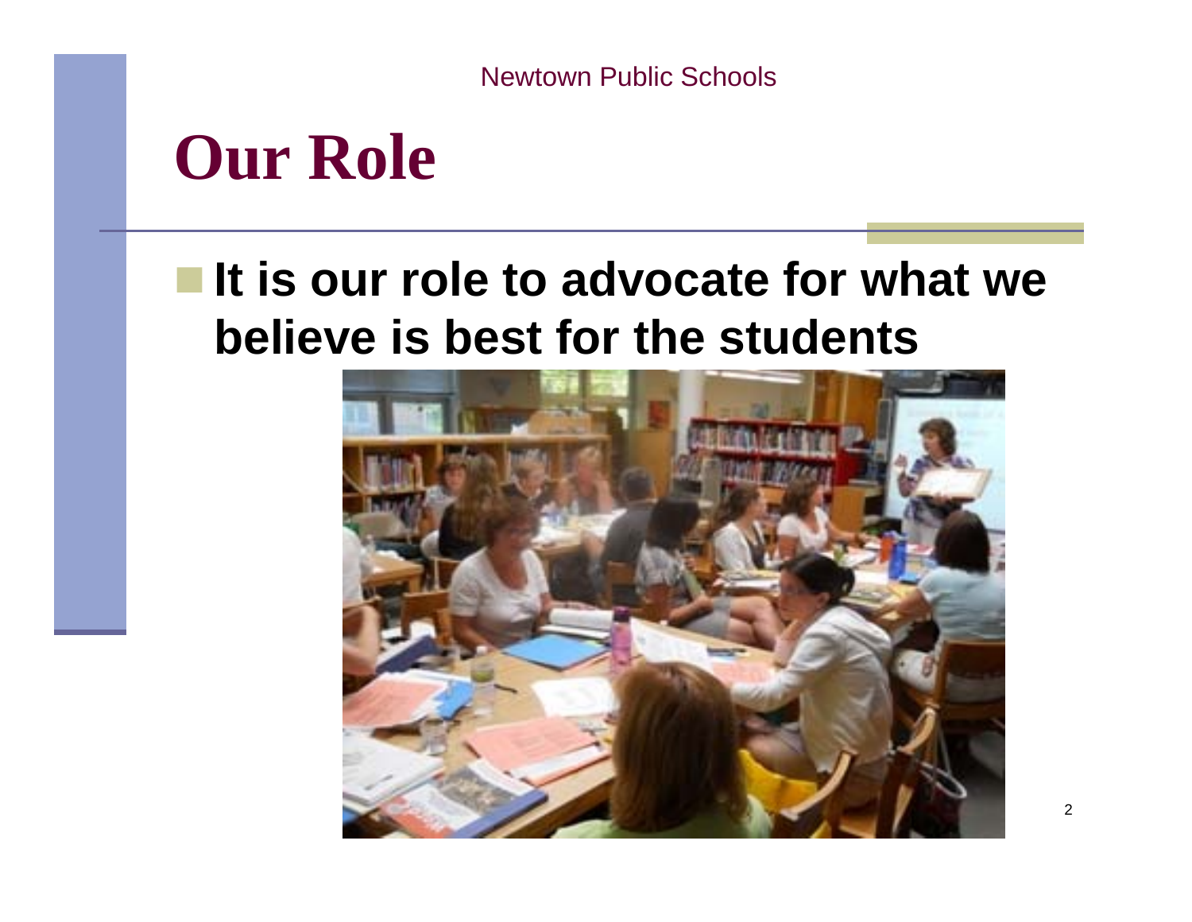# Our Role

- **It is our role to advocate for what we believe is best for the students**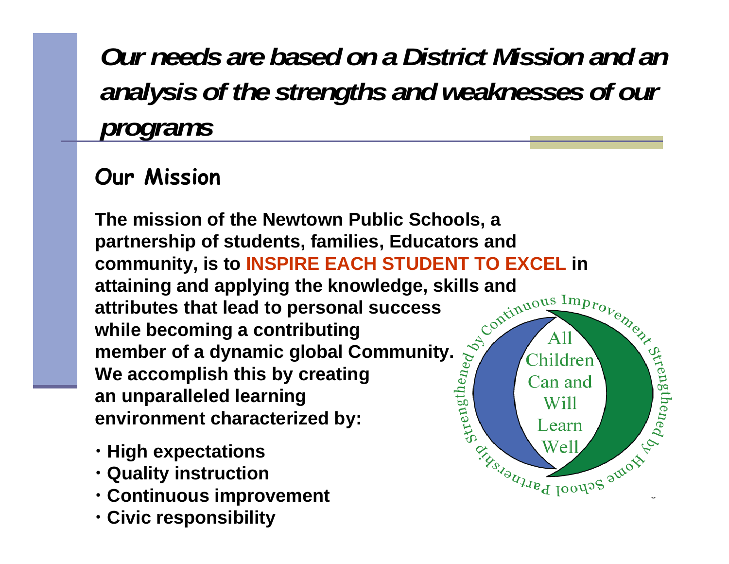# *Our needs are based on a District Mission and an analysis of the strengths and weaknesses of our programs*

## Our Mission

**The mission of the Newtown Public Schools, a partnership of students, families, Educators and community, is to INSPIRE EACH STUDENT TO EXCEL in attaining and applying the knowledge, skills and attributes that lead to personal success while becoming a contributing member of a dynamic global Community. We accomplish this by creating an unparalleled learning environment characterized by:**

- **High expectations**
- **Quality instruction**
- **Continuous improvement**
- **Civic responsibility**

Strengthened by Continuous Improvement Strengthened by Home School Partnership

All Children Can and Will Learn Well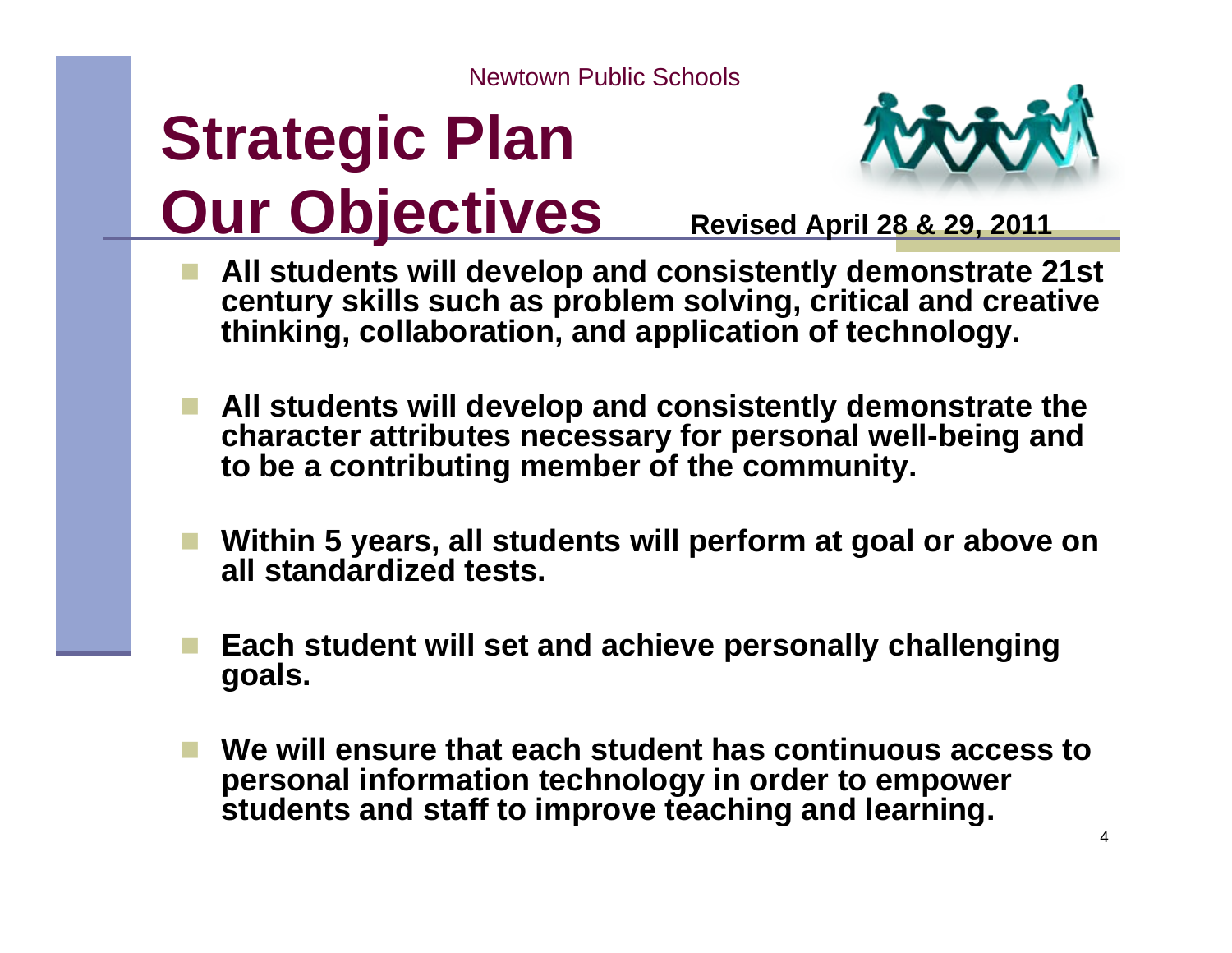Newtown Public Schools

# Strategic Plan
# Our Objectives

**Revised April 28 & 29, 2011**

- **All students will develop and consistently demonstrate 21st century skills such as problem solving, critical and creative thinking, collaboration, and application of technology.**
- **All students will develop and consistently demonstrate the character attributes necessary for personal well-being and to be a contributing member of the community.**
- **Within 5 years, all students will perform at goal or above on all standardized tests.**
- **Each student will set and achieve personally challenging goals.**
- **We will ensure that each student has continuous access to personal information technology in order to empower students and staff to improve teaching and learning.**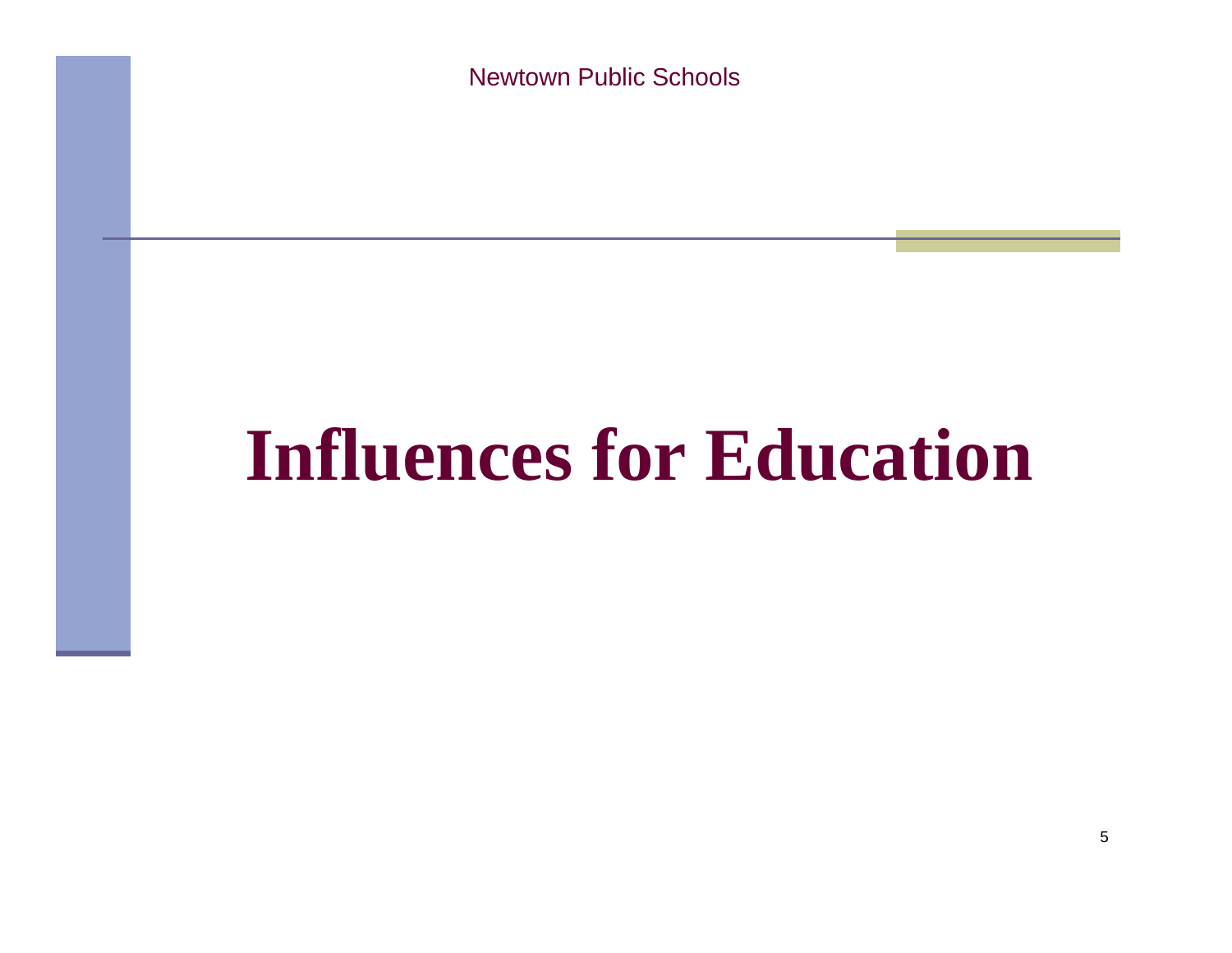# Influences for Education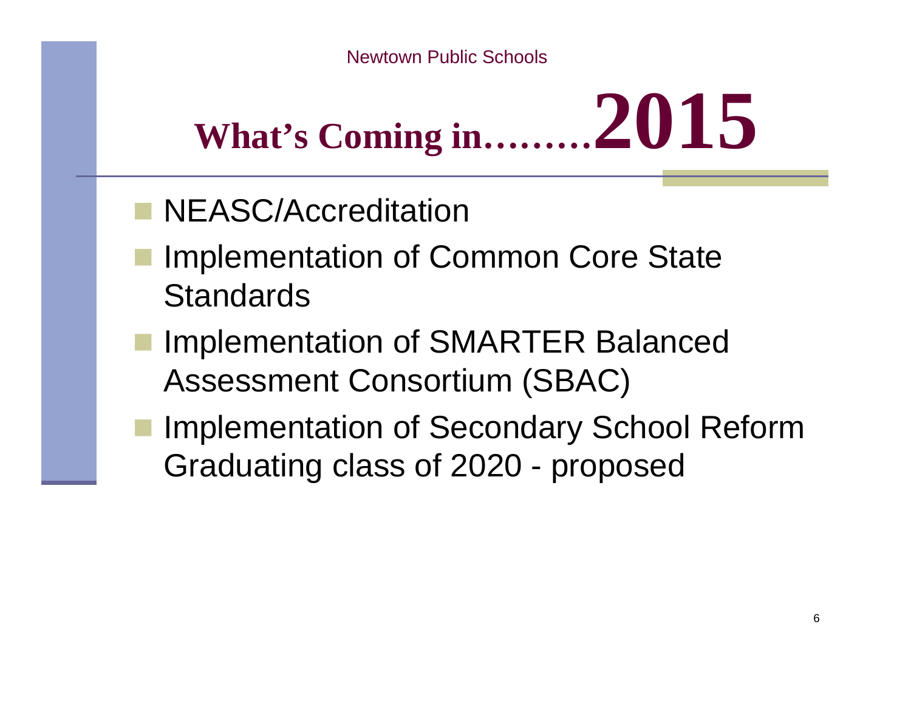# What's Coming in………2015

- NEASC/Accreditation
- Implementation of Common Core State Standards
- Implementation of SMARTER Balanced Assessment Consortium (SBAC)
- Implementation of Secondary School Reform Graduating class of 2020 - proposed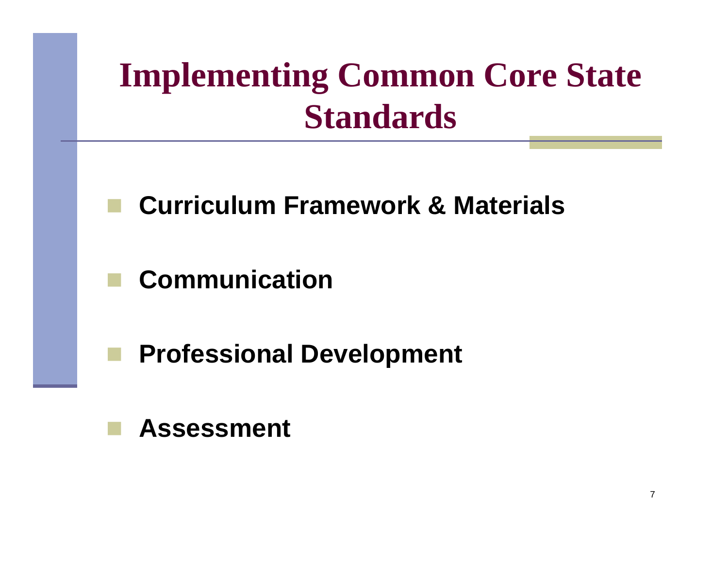# Implementing Common Core State Standards

- **Curriculum Framework & Materials**
- **Communication**
- **Professional Development**
- **Assessment**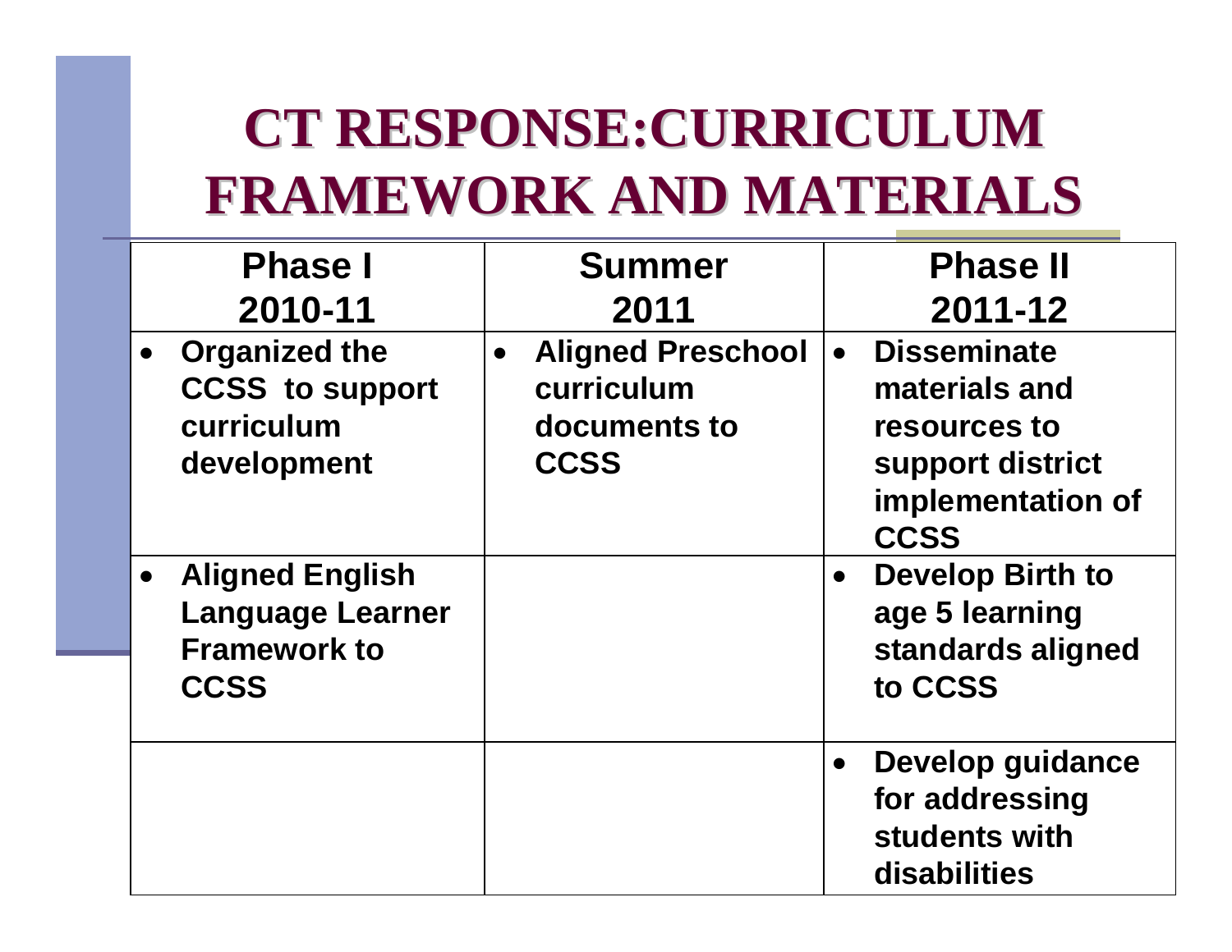# CT RESPONSE:CURRICULUM FRAMEWORK AND MATERIALS

| Phase I 2010-11 | Summer 2011 | Phase II 2011-12 |
|---|---|---|
| • Organized the CCSS to support curriculum development | • Aligned Preschool curriculum documents to CCSS | • Disseminate materials and resources to support district implementation of CCSS |
| • Aligned English Language Learner Framework to CCSS | | • Develop Birth to age 5 learning standards aligned to CCSS |
| | | • Develop guidance for addressing students with disabilities |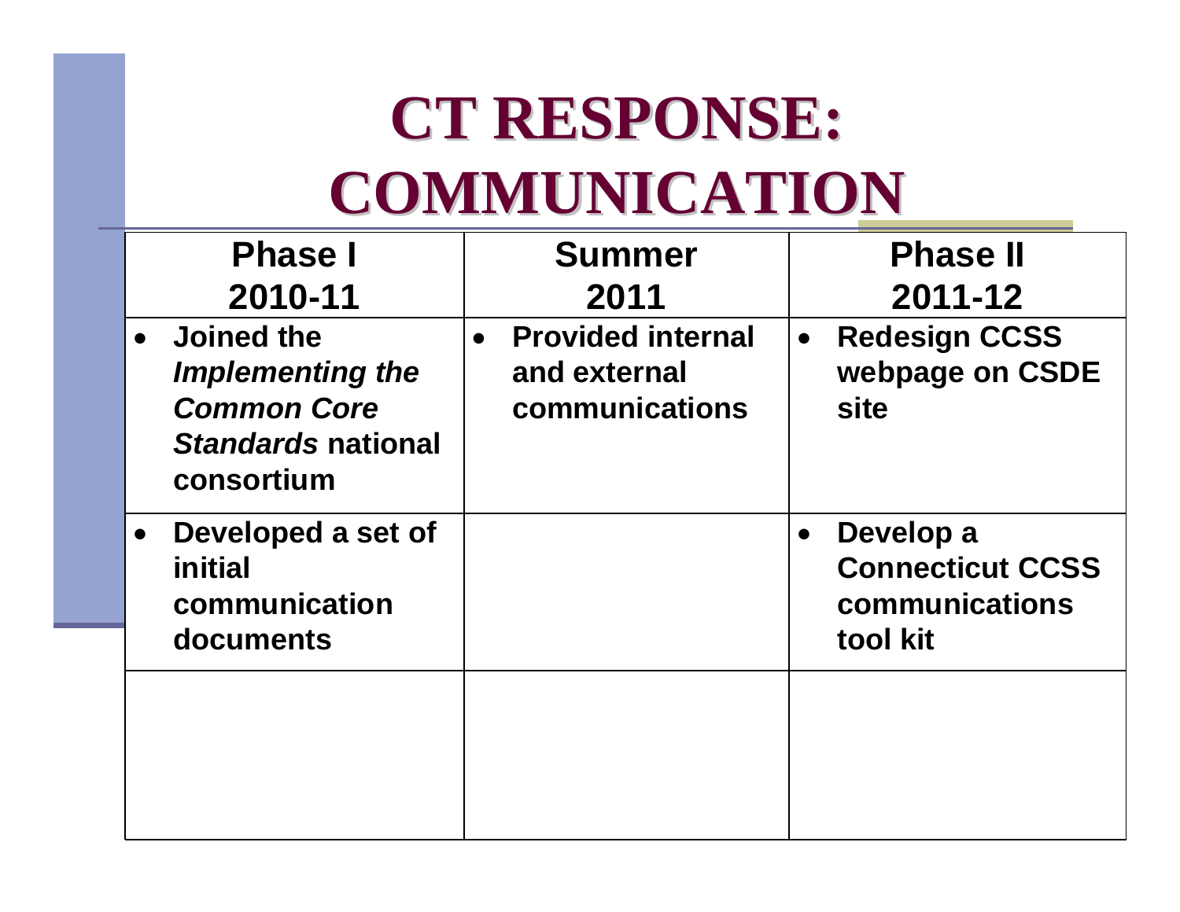# CT RESPONSE: COMMUNICATION

| Phase I 2010-11 | Summer 2011 | Phase II 2011-12 |
|---|---|---|
| • Joined the *Implementing the Common Core Standards* national consortium | • Provided internal and external communications | • Redesign CCSS webpage on CSDE site |
| • Developed a set of initial communication documents | | • Develop a Connecticut CCSS communications tool kit |
| | | |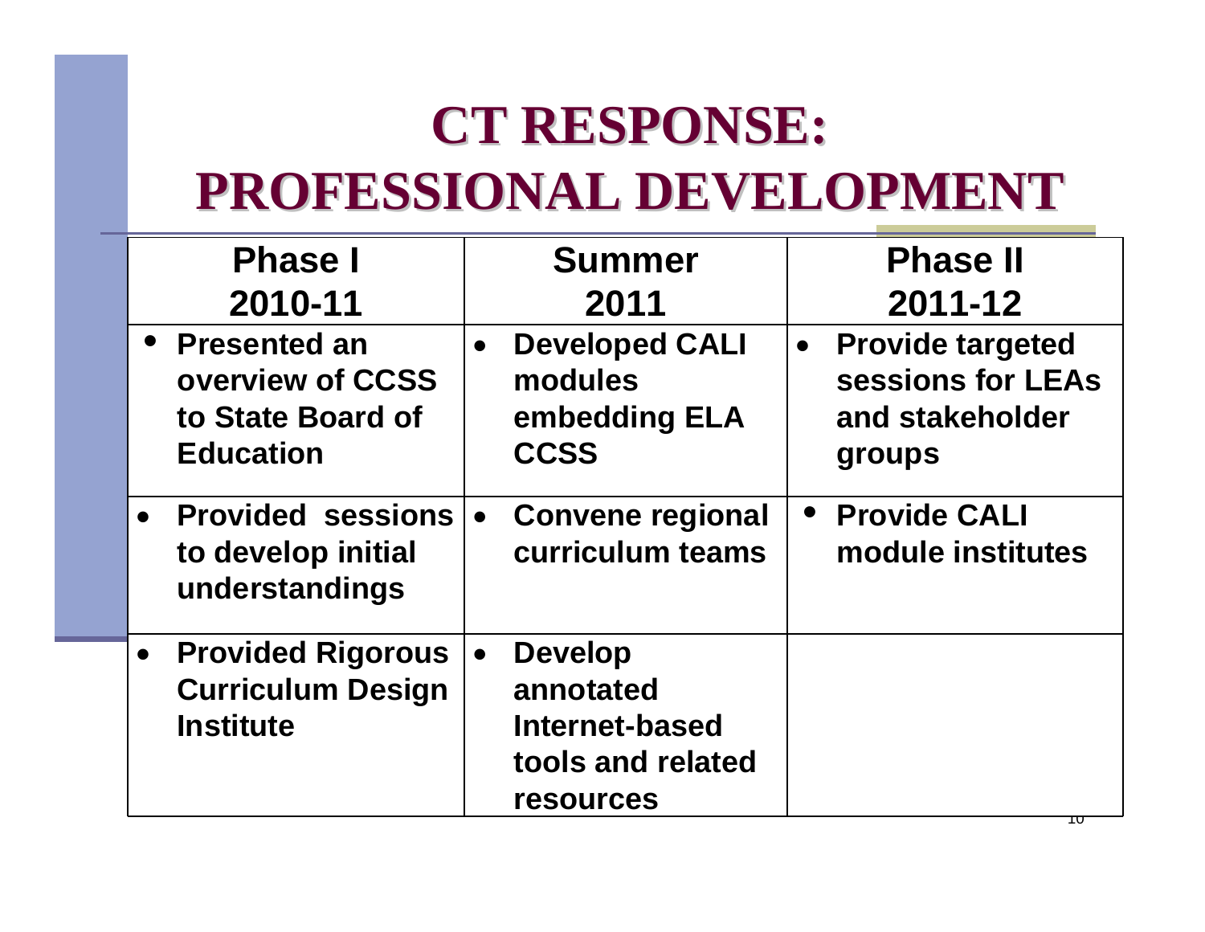# CT RESPONSE: PROFESSIONAL DEVELOPMENT

| Phase I 2010-11 | Summer 2011 | Phase II 2011-12 |
|---|---|---|
| • Presented an overview of CCSS to State Board of Education | • Developed CALI modules embedding ELA CCSS | • Provide targeted sessions for LEAs and stakeholder groups |
| • Provided sessions to develop initial understandings | • Convene regional curriculum teams | • Provide CALI module institutes |
| • Provided Rigorous Curriculum Design Institute | • Develop annotated Internet-based tools and related resources | |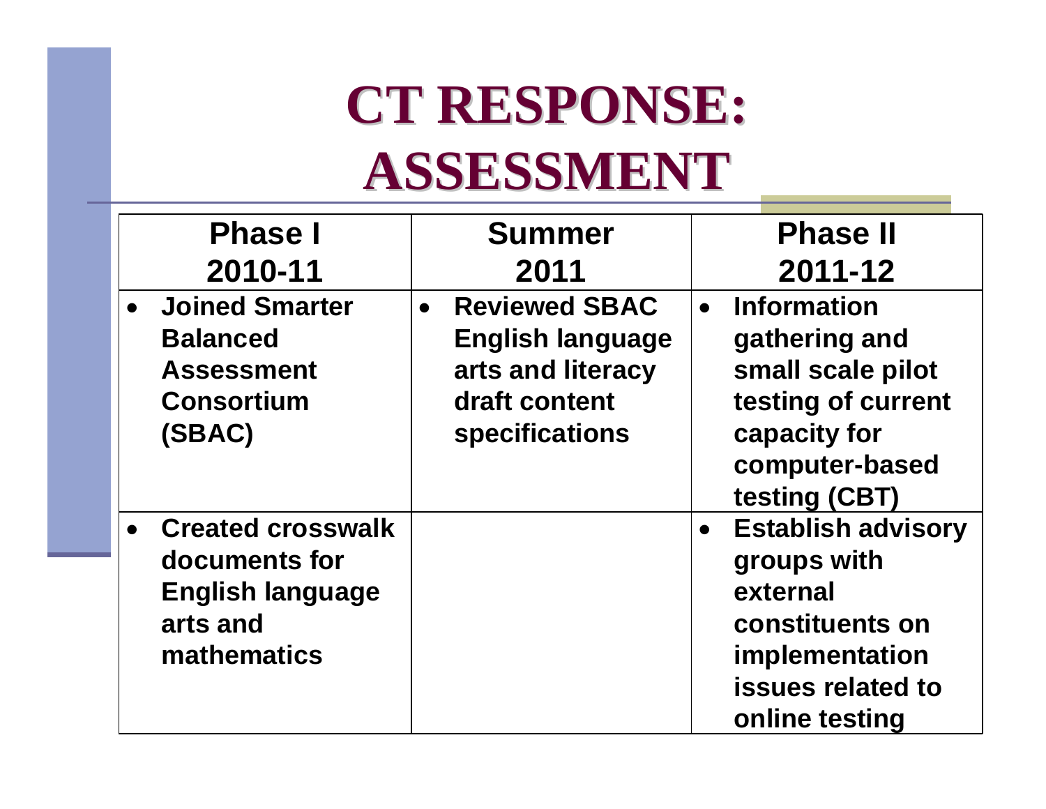# CT RESPONSE: ASSESSMENT

| Phase I 2010-11 | Summer 2011 | Phase II 2011-12 |
| --- | --- | --- |
| • Joined Smarter Balanced Assessment Consortium (SBAC) | • Reviewed SBAC English language arts and literacy draft content specifications | • Information gathering and small scale pilot testing of current capacity for computer-based testing (CBT) |
| • Created crosswalk documents for English language arts and mathematics | | • Establish advisory groups with external constituents on implementation issues related to online testing |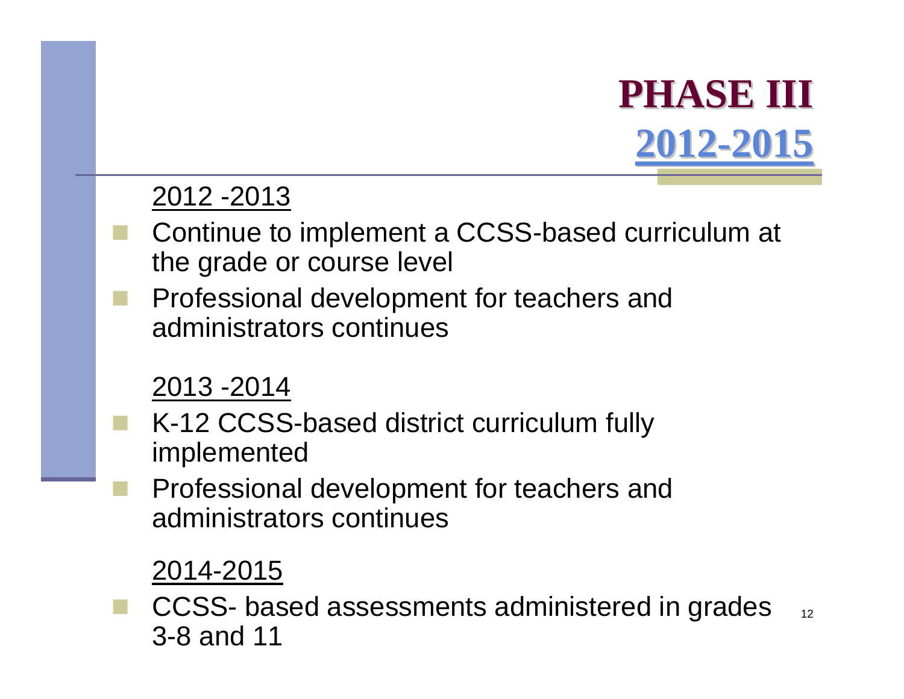# PHASE III
## 2012-2015

2012 -2013

- Continue to implement a CCSS-based curriculum at the grade or course level
- Professional development for teachers and administrators continues

2013 -2014

- K-12 CCSS-based district curriculum fully implemented
- Professional development for teachers and administrators continues

2014-2015

- CCSS- based assessments administered in grades 3-8 and 11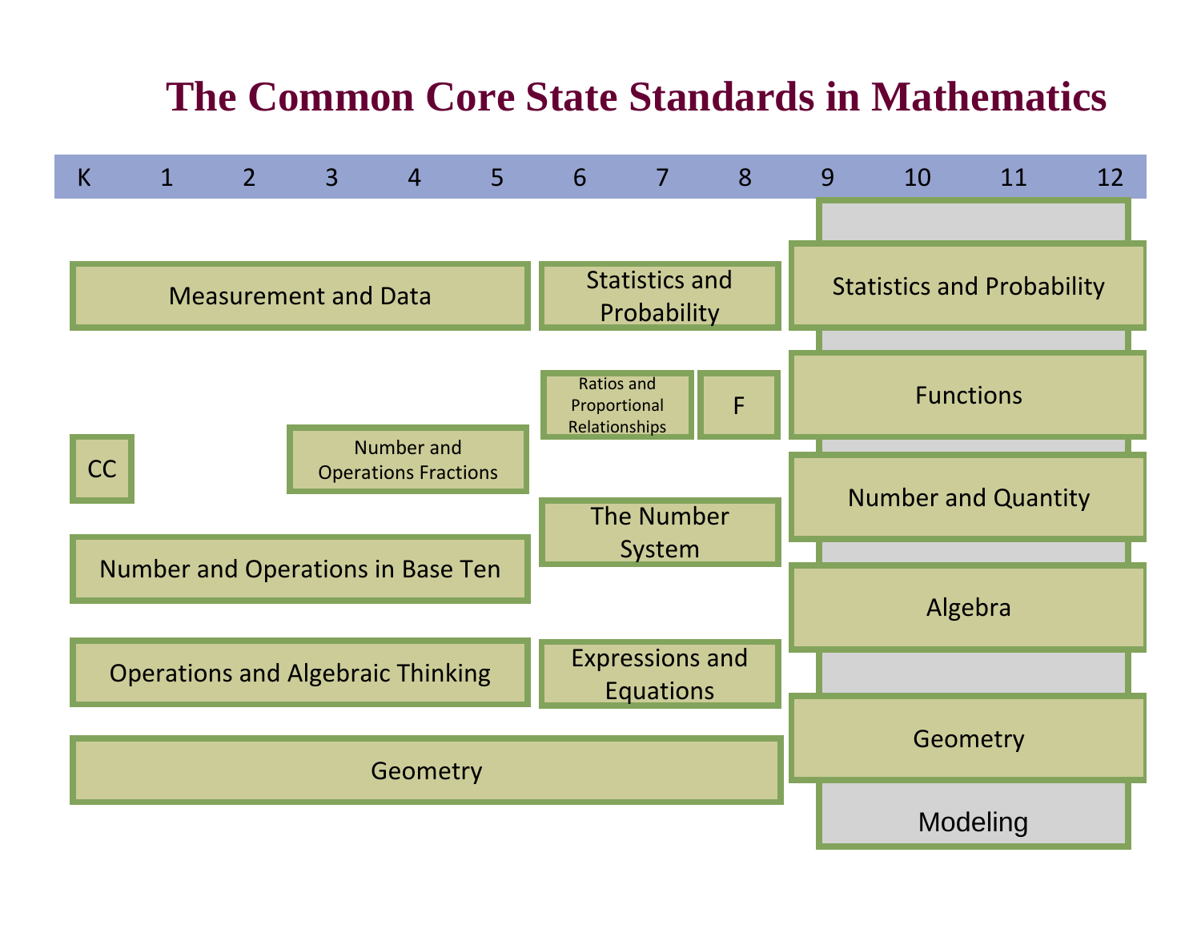# The Common Core State Standards in Mathematics

| K | 1 | 2 | 3 | 4 | 5 | 6 | 7 | 8 | 9 | 10 | 11 | 12 |
|---|---|---|---|---|---|---|---|---|---|---|---|---|
| Measurement and Data | | | | | | Statistics and Probability | | | Statistics and Probability | | | |
| | | | | | | Ratios and Proportional Relationships | | F | Functions | | | |
| CC | | | Number and Operations Fractions | | | | | | | | | |
| | | | | | | The Number System | | | Number and Quantity | | | |
| Number and Operations in Base Ten | | | | | | | | | Algebra | | | |
| Operations and Algebraic Thinking | | | | | | Expressions and Equations | | | | | | |
| Geometry | | | | | | | | | Geometry | | | |
| | | | | | | | | | Modeling | | | |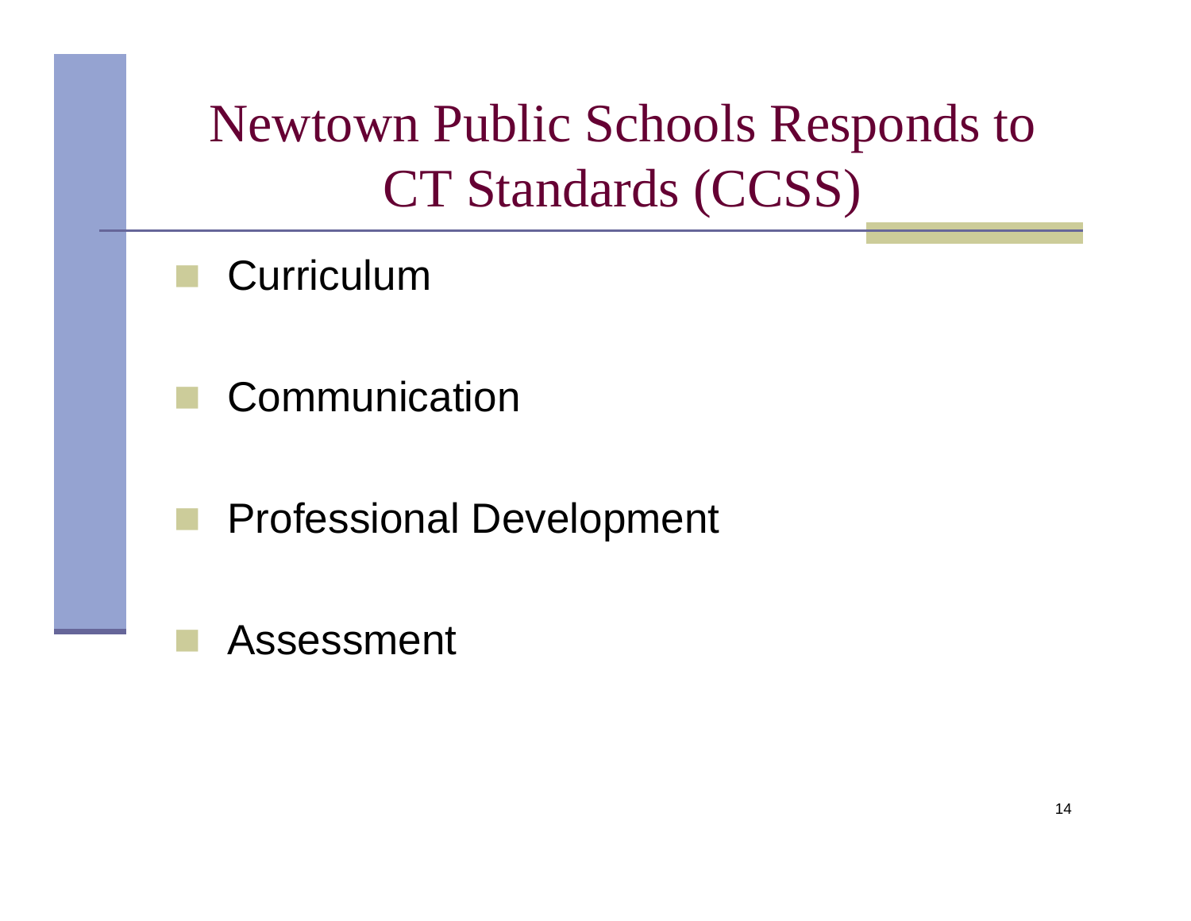# Newtown Public Schools Responds to CT Standards (CCSS)

- Curriculum
- Communication
- Professional Development
- Assessment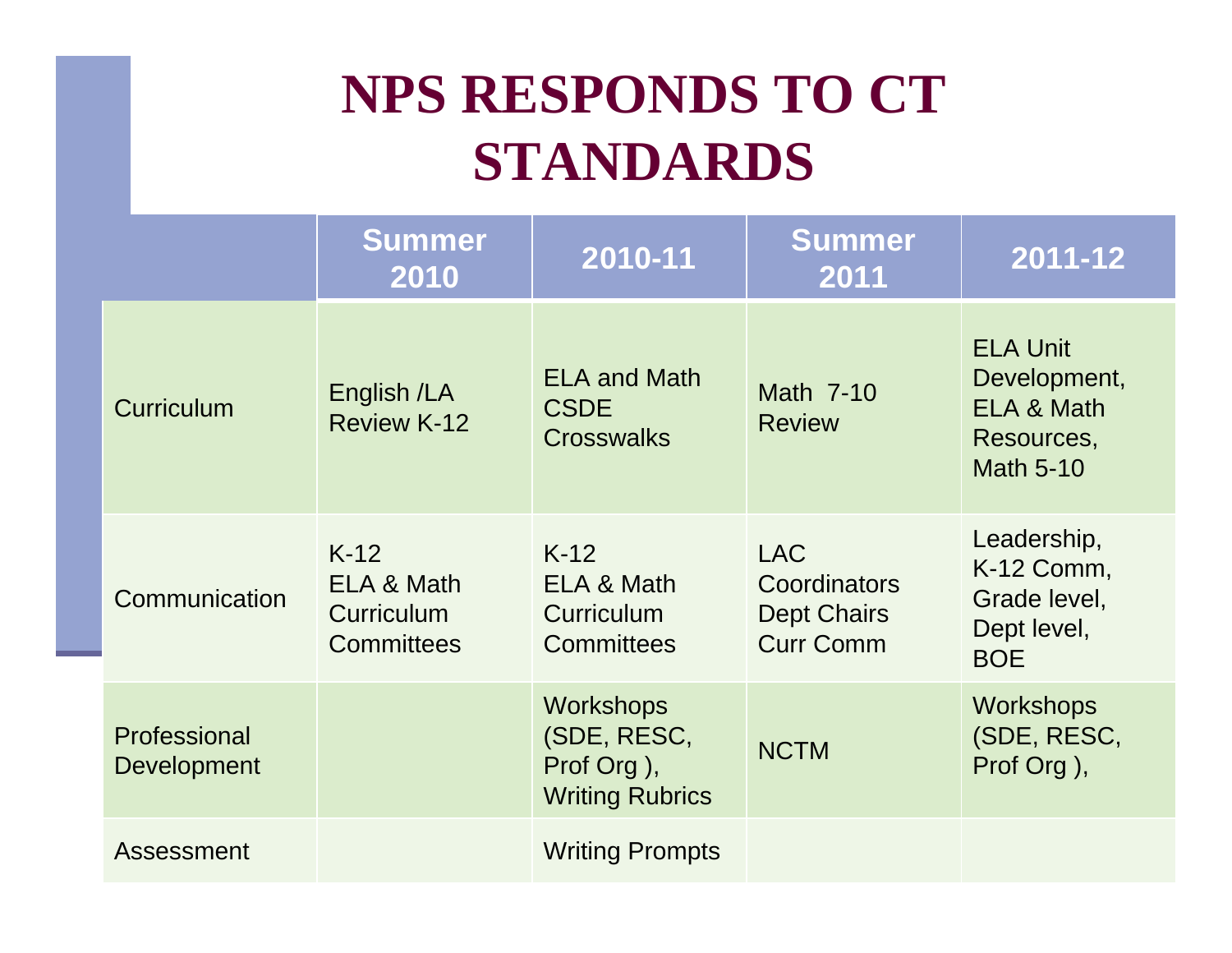# NPS RESPONDS TO CT STANDARDS

| | Summer 2010 | 2010-11 | Summer 2011 | 2011-12 |
|---|---|---|---|---|
| Curriculum | English /LA Review K-12 | ELA and Math CSDE Crosswalks | Math 7-10 Review | ELA Unit Development, ELA & Math Resources, Math 5-10 |
| Communication | K-12 ELA & Math Curriculum Committees | K-12 ELA & Math Curriculum Committees | LAC Coordinators Dept Chairs Curr Comm | Leadership, K-12 Comm, Grade level, Dept level, BOE |
| Professional Development | | Workshops (SDE, RESC, Prof Org ), Writing Rubrics | NCTM | Workshops (SDE, RESC, Prof Org ), |
| Assessment | | Writing Prompts | | |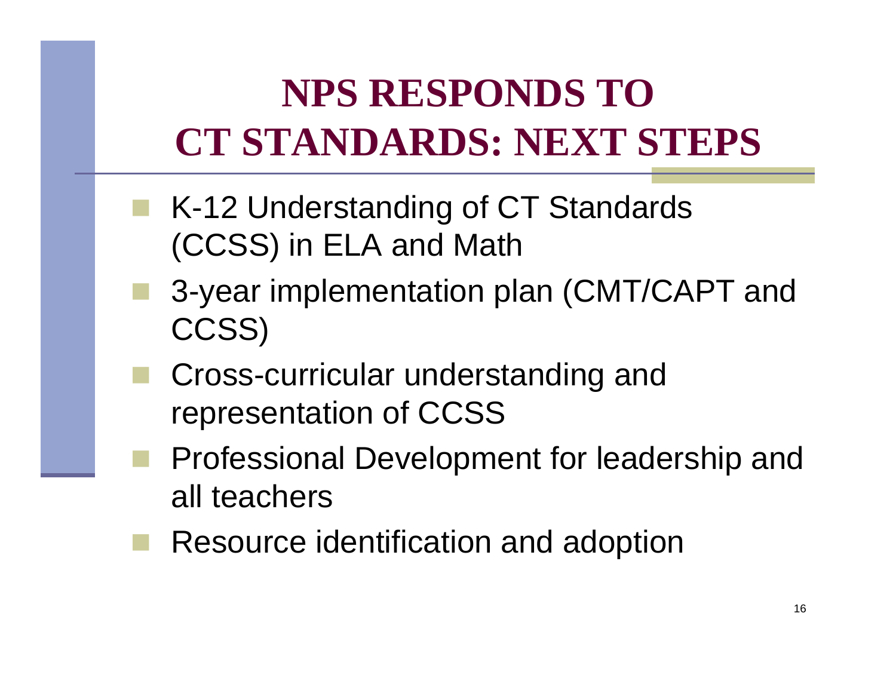# NPS RESPONDS TO CT STANDARDS: NEXT STEPS

- K-12 Understanding of CT Standards (CCSS) in ELA and Math
- 3-year implementation plan (CMT/CAPT and CCSS)
- Cross-curricular understanding and representation of CCSS
- Professional Development for leadership and all teachers
- Resource identification and adoption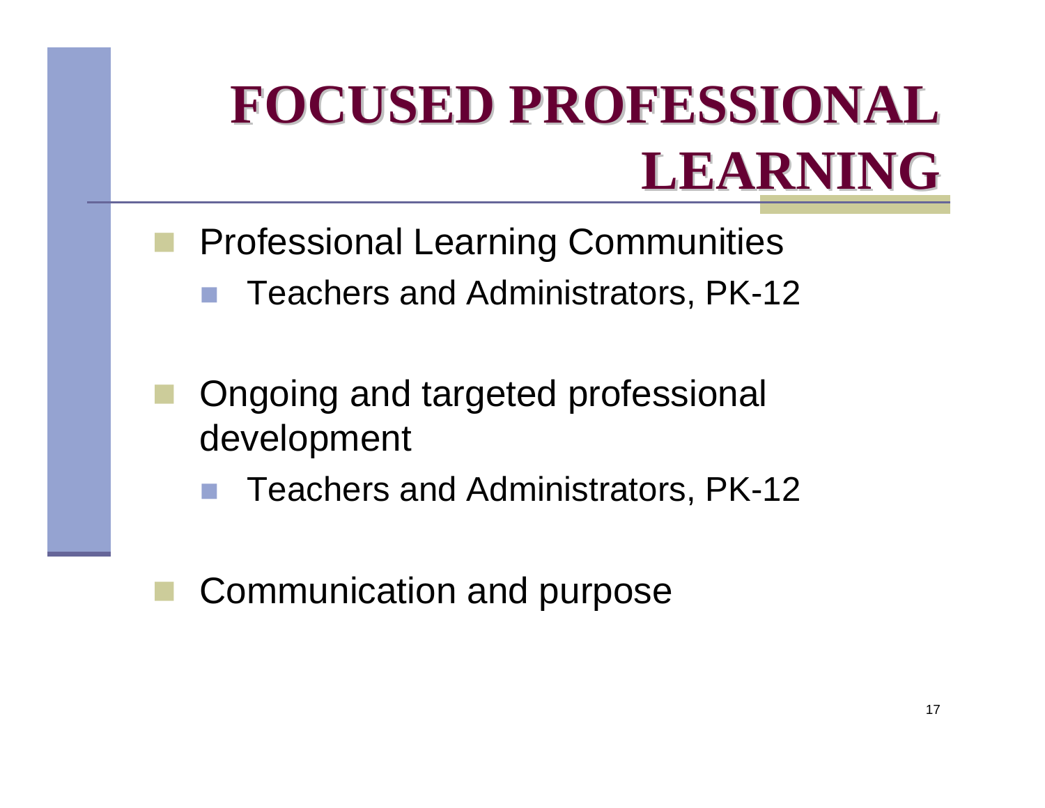# FOCUSED PROFESSIONAL LEARNING

- Professional Learning Communities
  - Teachers and Administrators, PK-12
- Ongoing and targeted professional development
  - Teachers and Administrators, PK-12
- Communication and purpose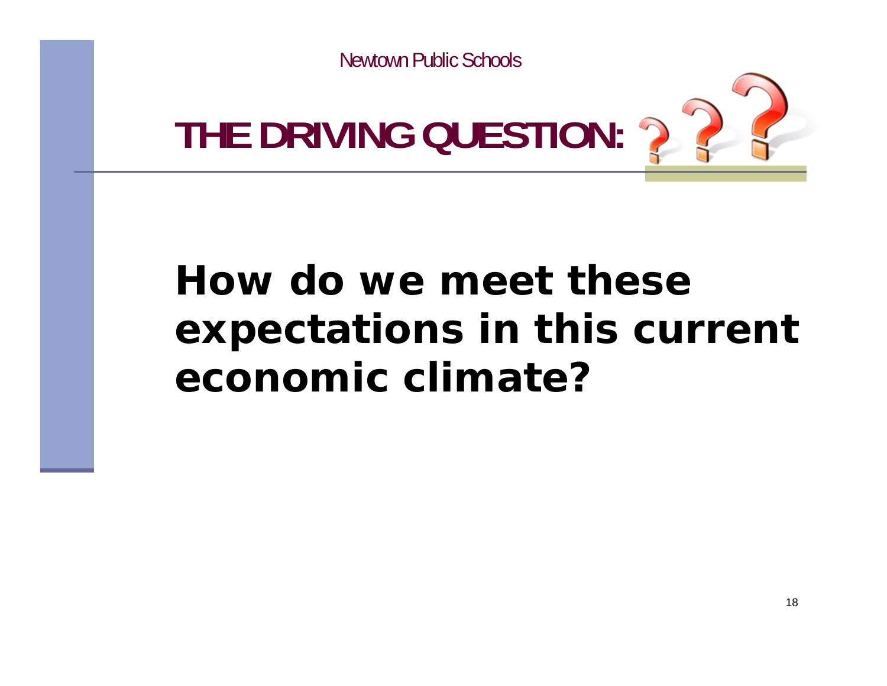# THE DRIVING QUESTION:

**How do we meet these expectations in this current economic climate?**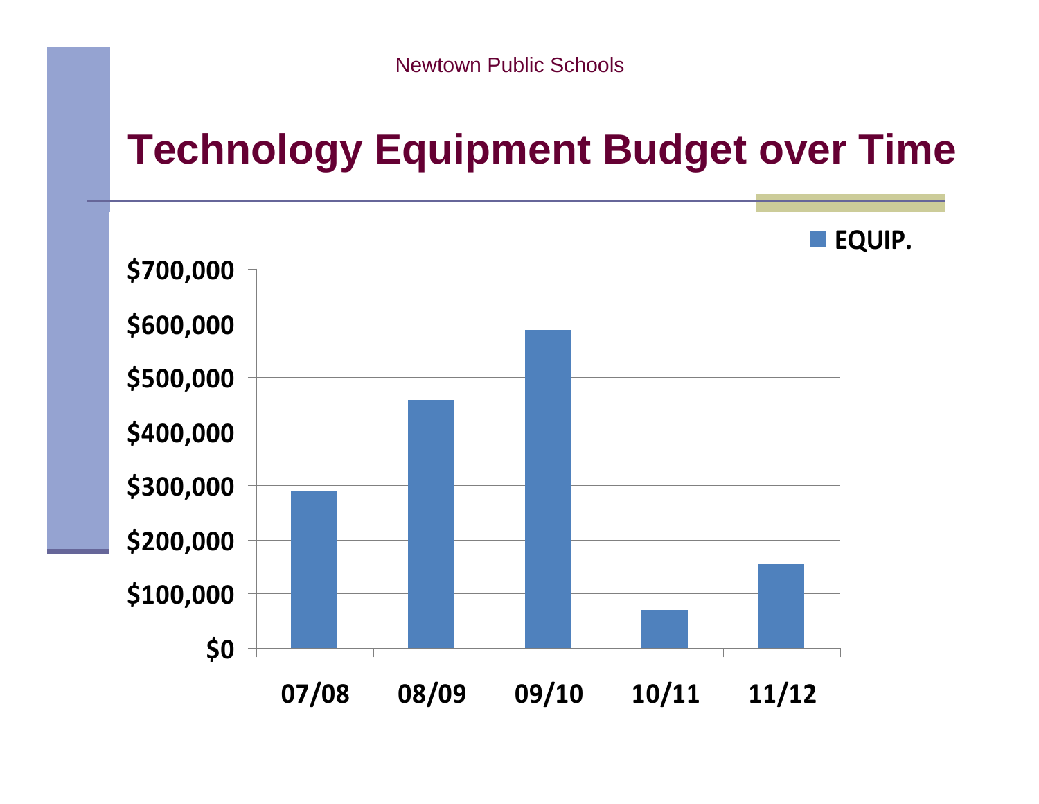Newtown Public Schools

# Technology Equipment Budget over Time

■ EQUIP.

$700,000
$600,000
$500,000
$400,000
$300,000
$200,000
$100,000
$0

07/08 08/09 09/10 10/11 11/12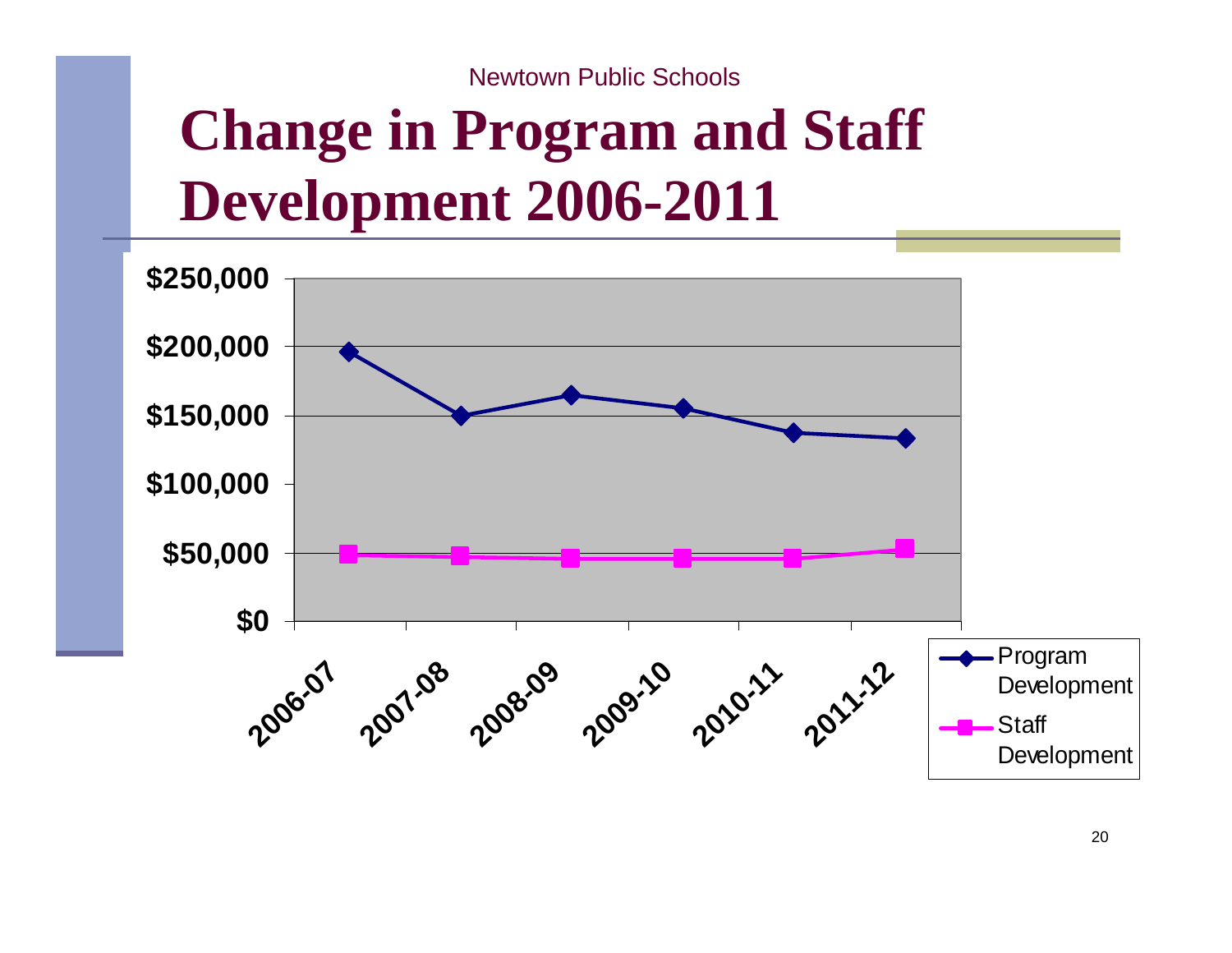Newtown Public Schools

# Change in Program and Staff Development 2006-2011

$250,000
$200,000
$150,000
$100,000
$50,000
$0

2006-07 2007-08 2008-09 2009-10 2010-11 2011-12

Program Development
Staff Development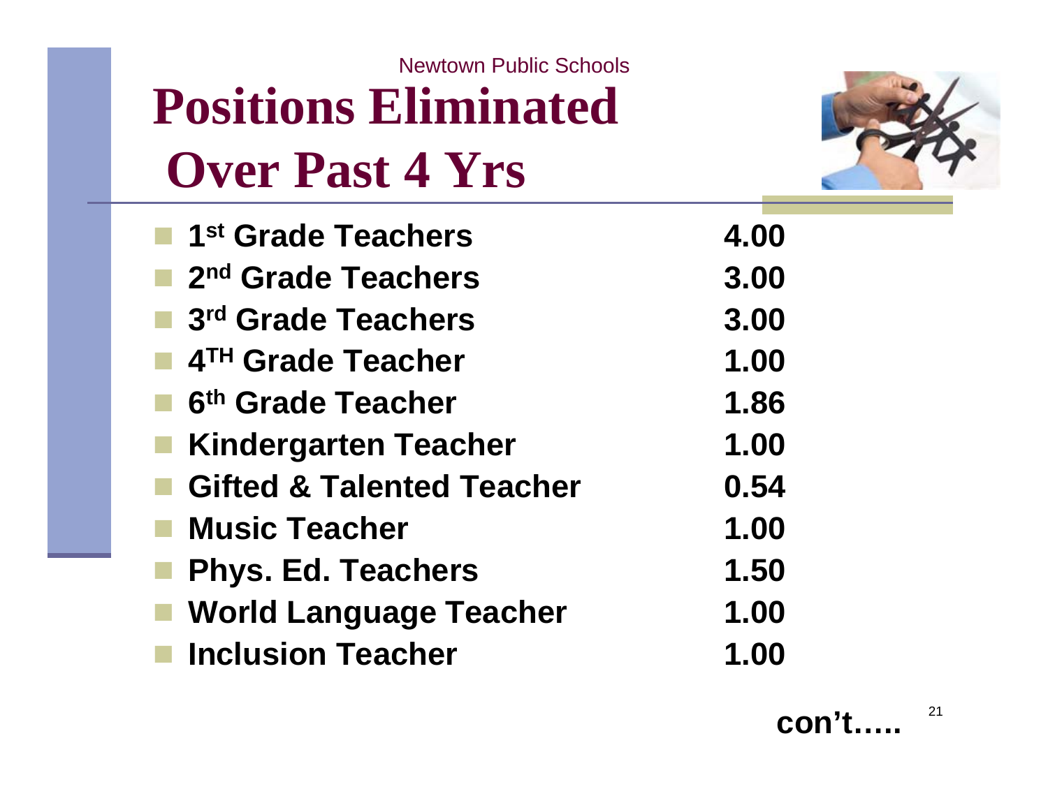Newtown Public Schools

# Positions Eliminated Over Past 4 Yrs

| Position | FTE |
| --- | --- |
| 1st Grade Teachers | 4.00 |
| 2nd Grade Teachers | 3.00 |
| 3rd Grade Teachers | 3.00 |
| 4TH Grade Teacher | 1.00 |
| 6th Grade Teacher | 1.86 |
| Kindergarten Teacher | 1.00 |
| Gifted & Talented Teacher | 0.54 |
| Music Teacher | 1.00 |
| Phys. Ed. Teachers | 1.50 |
| World Language Teacher | 1.00 |
| Inclusion Teacher | 1.00 |

**con't…..**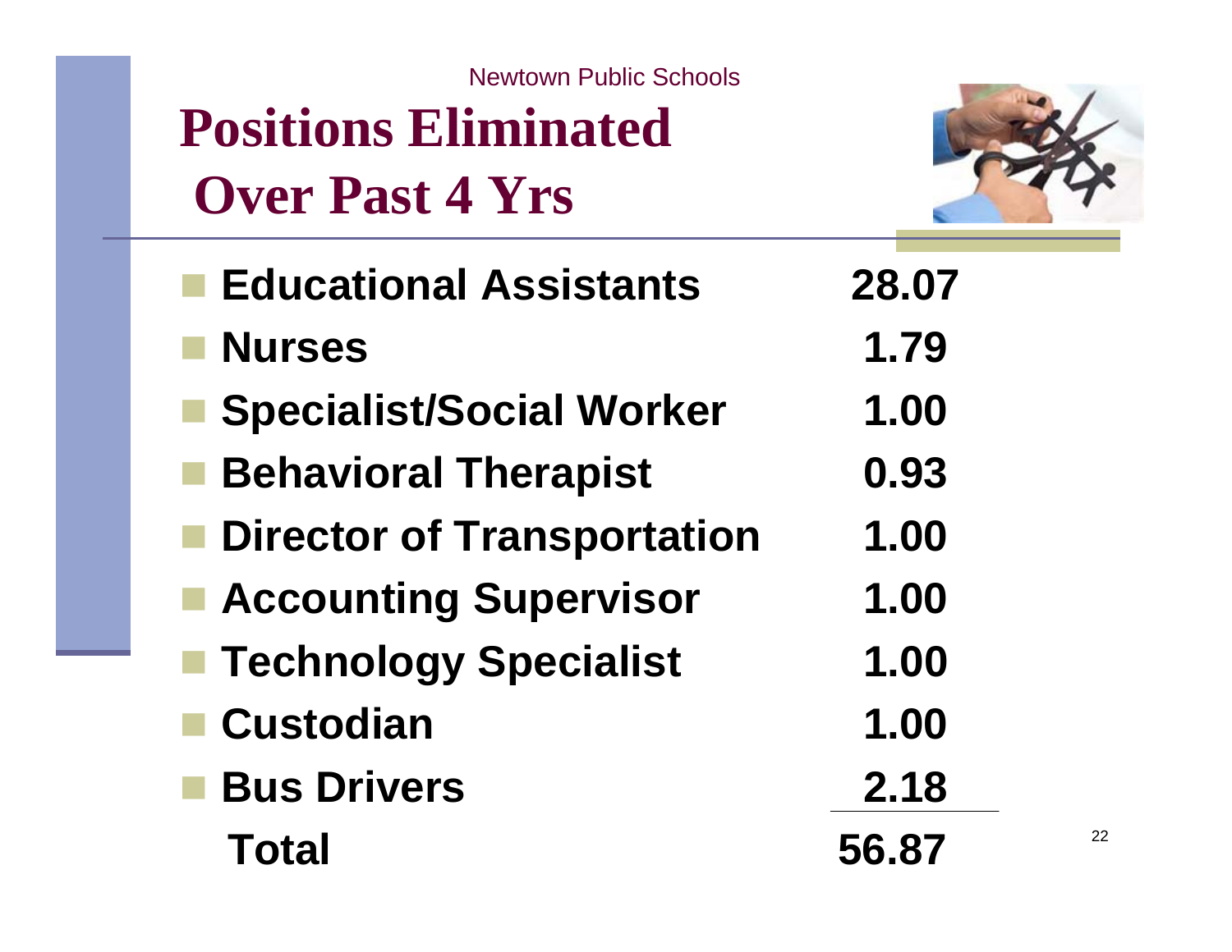Newtown Public Schools

# Positions Eliminated Over Past 4 Yrs

| Position | FTE |
|---|---|
| Educational Assistants | 28.07 |
| Nurses | 1.79 |
| Specialist/Social Worker | 1.00 |
| Behavioral Therapist | 0.93 |
| Director of Transportation | 1.00 |
| Accounting Supervisor | 1.00 |
| Technology Specialist | 1.00 |
| Custodian | 1.00 |
| Bus Drivers | 2.18 |
| **Total** | **56.87** |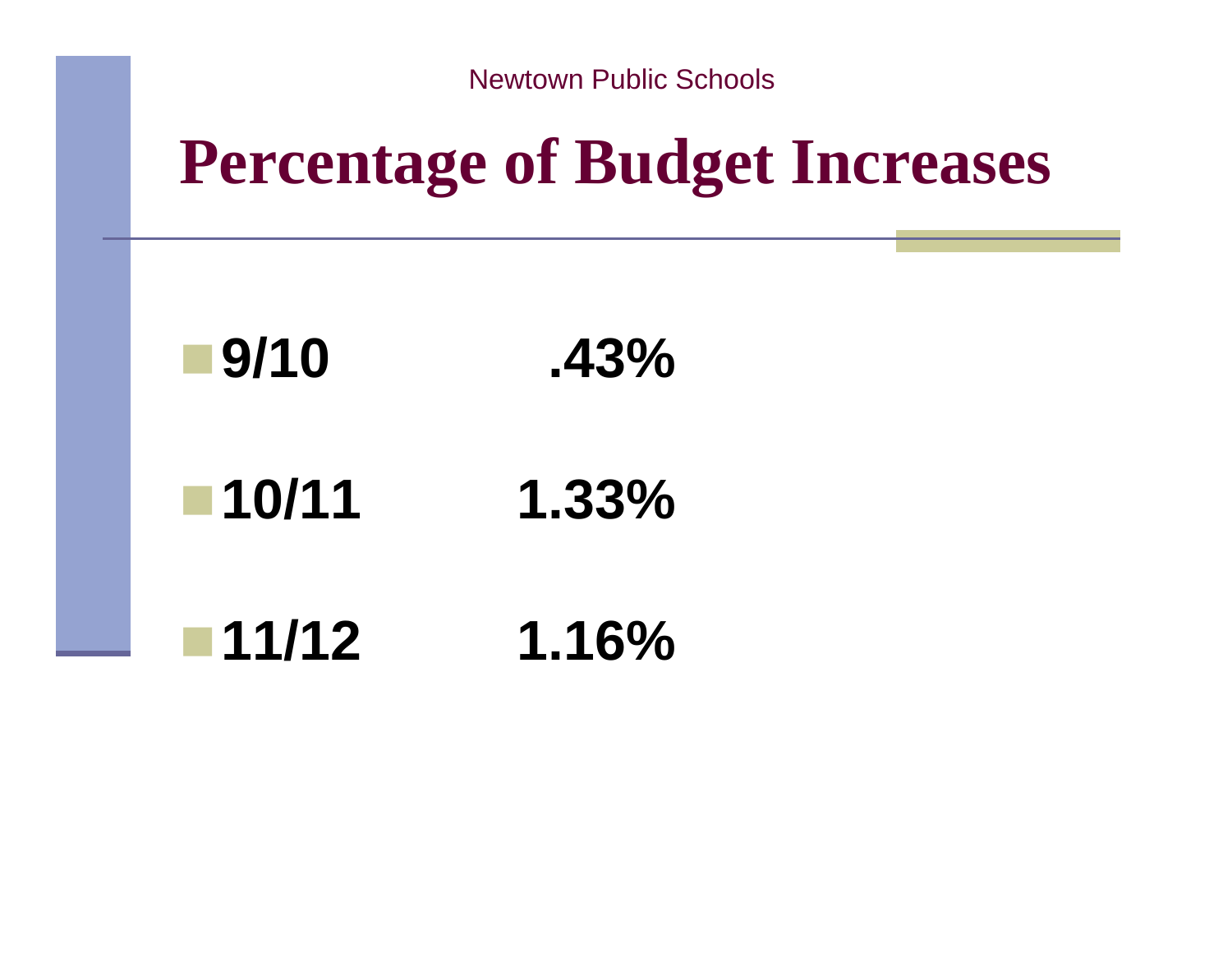Newtown Public Schools

# Percentage of Budget Increases

- **9/10 .43%**
- **10/11 1.33%**
- **11/12 1.16%**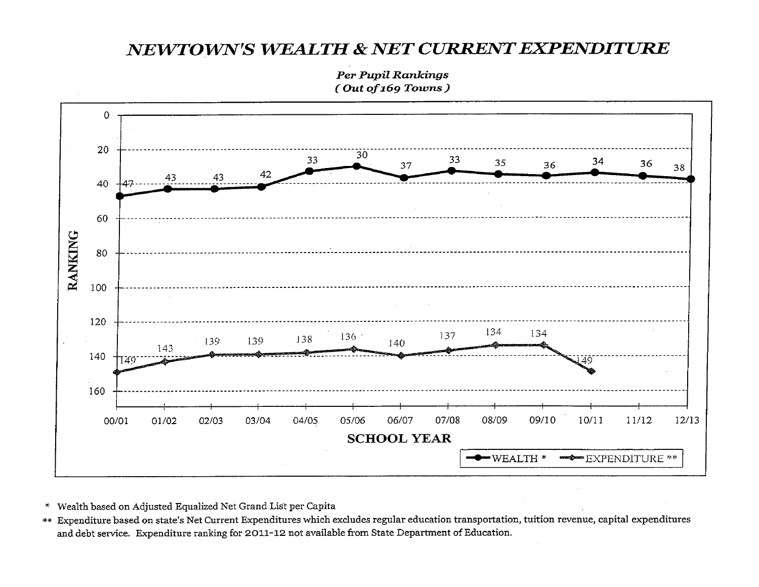# NEWTOWN'S WEALTH & NET CURRENT EXPENDITURE

*Per Pupil Rankings*
*( Out of 169 Towns )*

| SCHOOL YEAR | 00/01 | 01/02 | 02/03 | 03/04 | 04/05 | 05/06 | 06/07 | 07/08 | 08/09 | 09/10 | 10/11 | 11/12 | 12/13 |
|---|---|---|---|---|---|---|---|---|---|---|---|---|---|
| WEALTH * | 47 | 43 | 43 | 42 | 33 | 30 | 37 | 33 | 35 | 36 | 34 | 36 | 38 |
| EXPENDITURE ** | 149 | 143 | 139 | 139 | 138 | 136 | 140 | 137 | 134 | 134 | 149 | | |

\* Wealth based on Adjusted Equalized Net Grand List per Capita

\*\* Expenditure based on state's Net Current Expenditures which excludes regular education transportation, tuition revenue, capital expenditures and debt service. Expenditure ranking for 2011-12 not available from State Department of Education.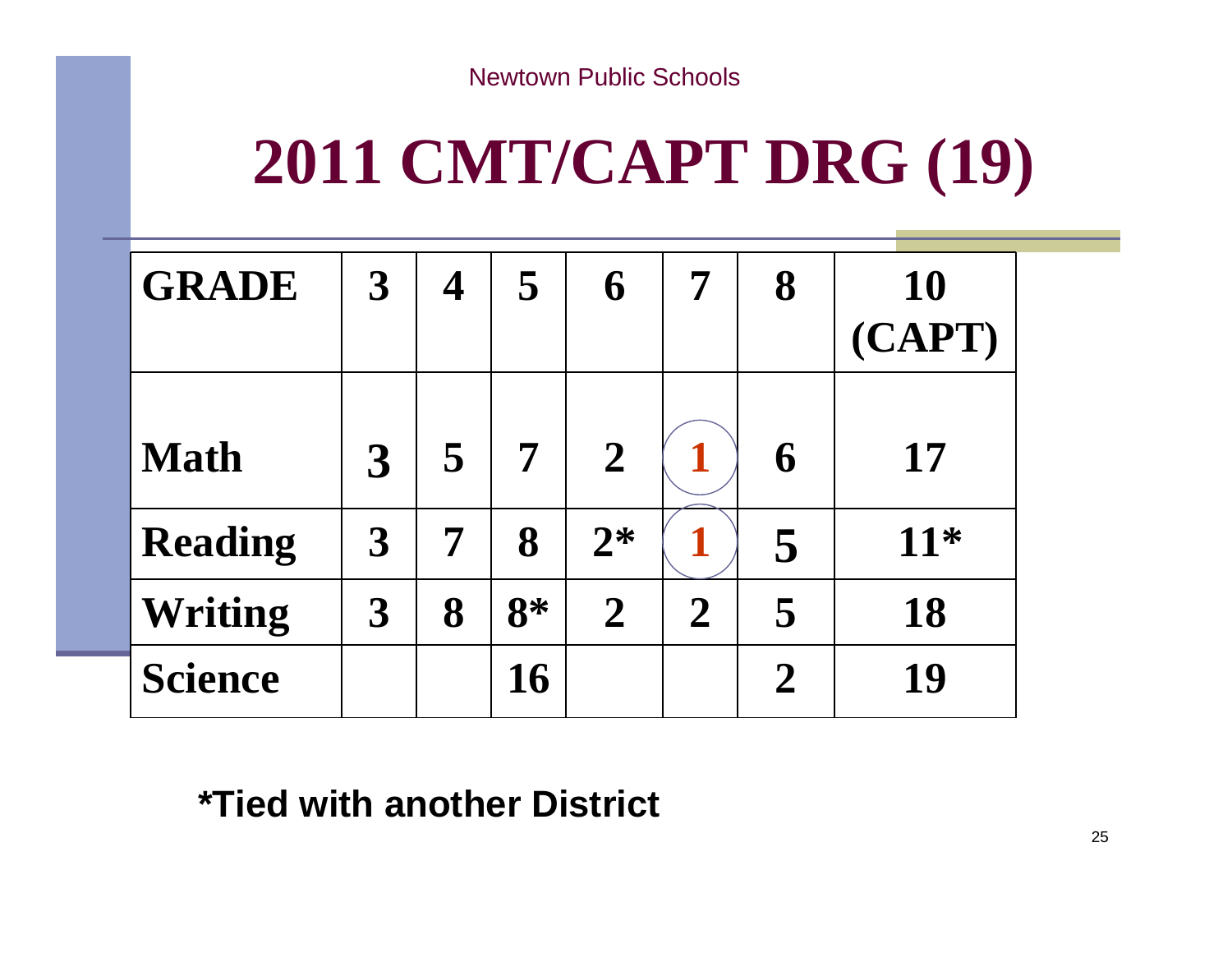Newtown Public Schools

# 2011 CMT/CAPT DRG (19)

| GRADE | 3 | 4 | 5 | 6 | 7 | 8 | 10 (CAPT) |
|---|---|---|---|---|---|---|---|
| Math | 3 | 5 | 7 | 2 | 1 | 6 | 17 |
| Reading | 3 | 7 | 8 | 2* | 1 | 5 | 11* |
| Writing | 3 | 8 | 8* | 2 | 2 | 5 | 18 |
| Science | | | 16 | | | 2 | 19 |

**\*Tied with another District**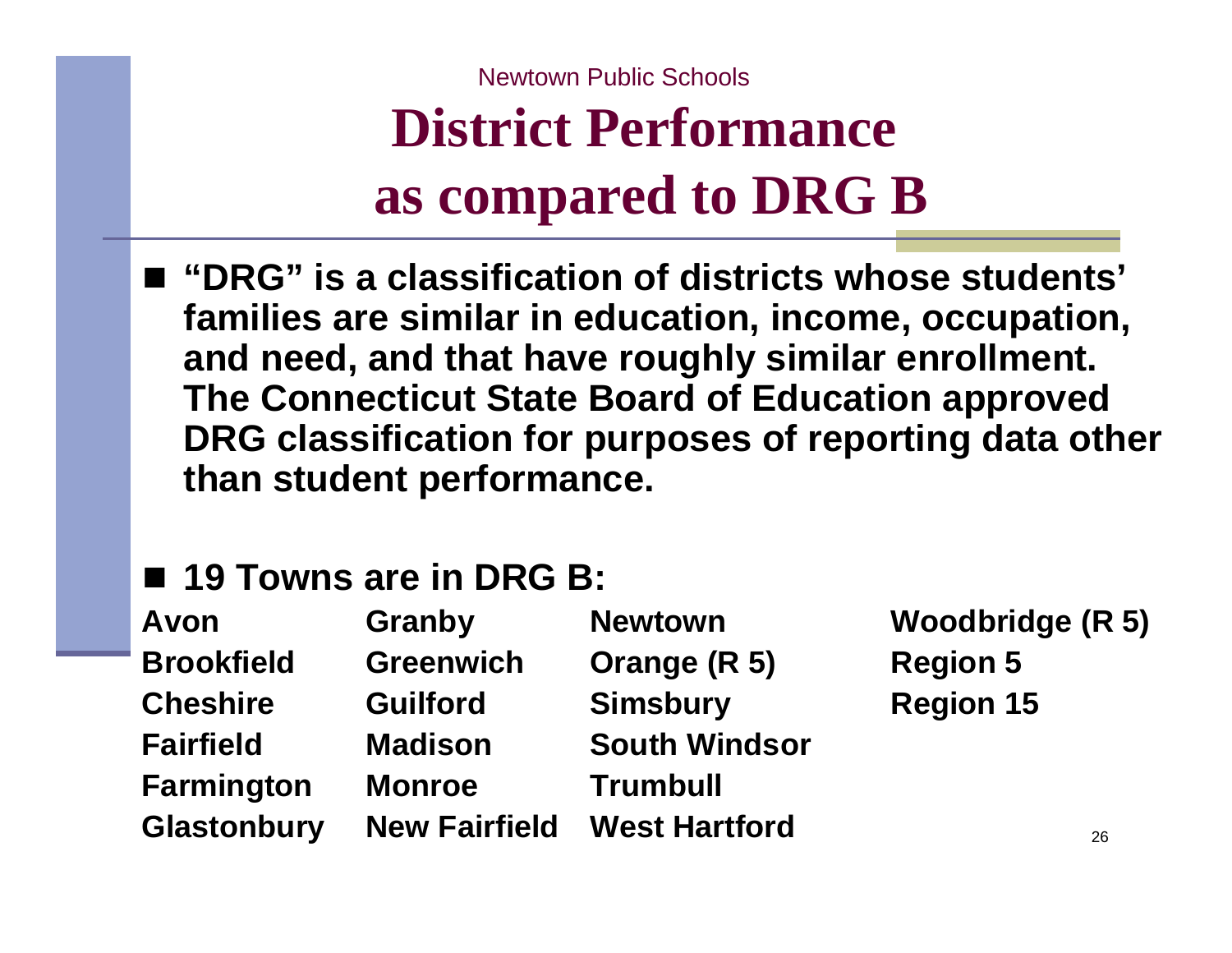Newtown Public Schools

# District Performance as compared to DRG B

- **"DRG" is a classification of districts whose students' families are similar in education, income, occupation, and need, and that have roughly similar enrollment. The Connecticut State Board of Education approved DRG classification for purposes of reporting data other than student performance.**

- **19 Towns are in DRG B:**

| | | | |
|---|---|---|---|
| **Avon** | **Granby** | **Newtown** | **Woodbridge (R 5)** |
| **Brookfield** | **Greenwich** | **Orange (R 5)** | **Region 5** |
| **Cheshire** | **Guilford** | **Simsbury** | **Region 15** |
| **Fairfield** | **Madison** | **South Windsor** | |
| **Farmington** | **Monroe** | **Trumbull** | |
| **Glastonbury** | **New Fairfield** | **West Hartford** | |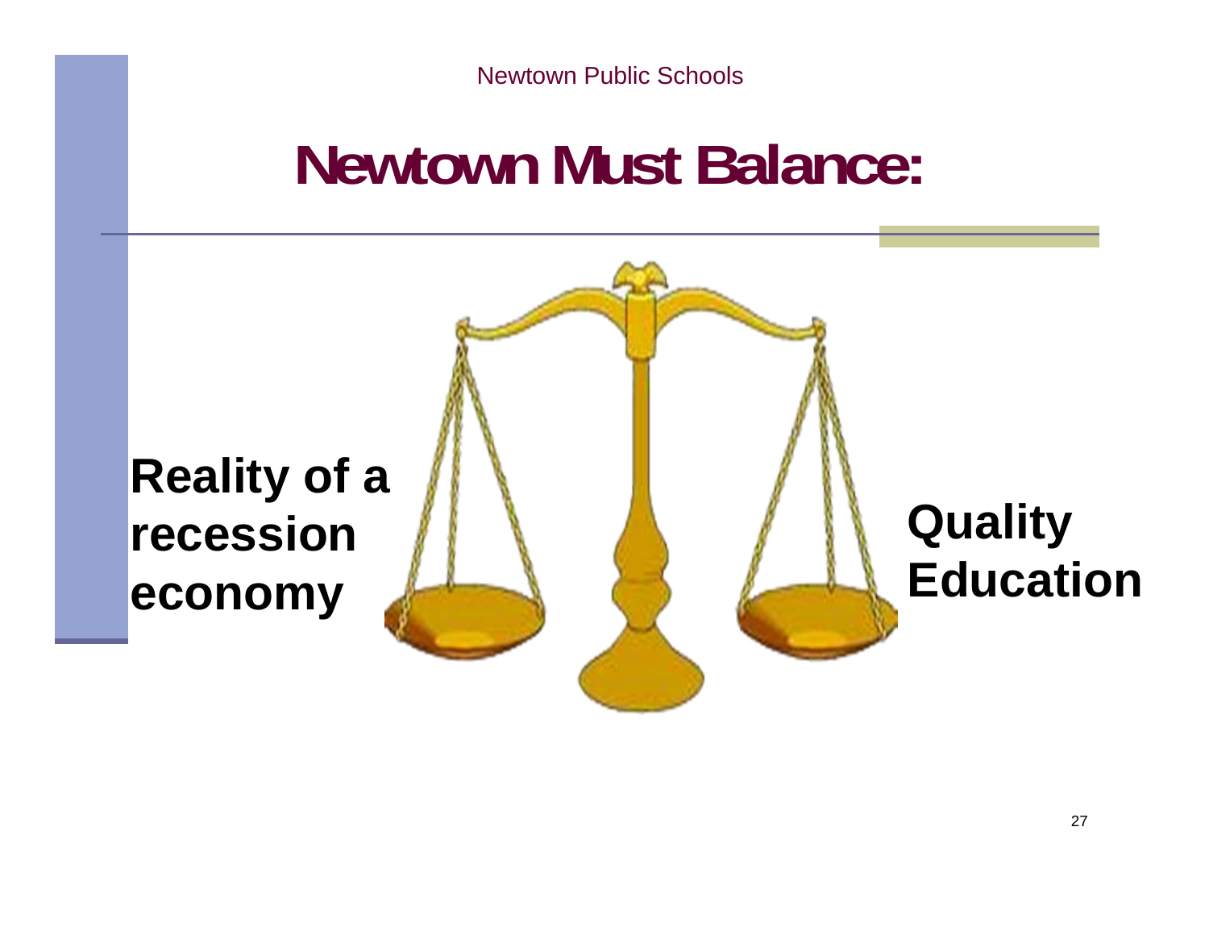# Newtown Must Balance:

**Reality of a recession economy**

**Quality Education**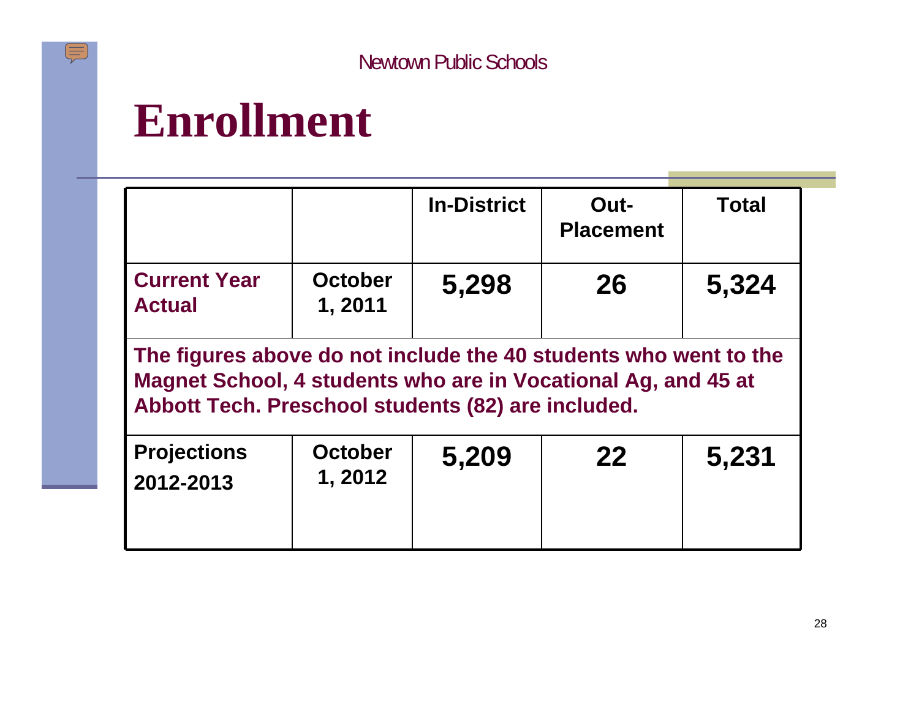# Enrollment

| | | In-District | Out-Placement | Total |
|---|---|---|---|---|
| **Current Year Actual** | **October 1, 2011** | **5,298** | **26** | **5,324** |
| **The figures above do not include the 40 students who went to the Magnet School, 4 students who are in Vocational Ag, and 45 at Abbott Tech. Preschool students (82) are included.** | | | | |
| **Projections 2012-2013** | **October 1, 2012** | **5,209** | **22** | **5,231** |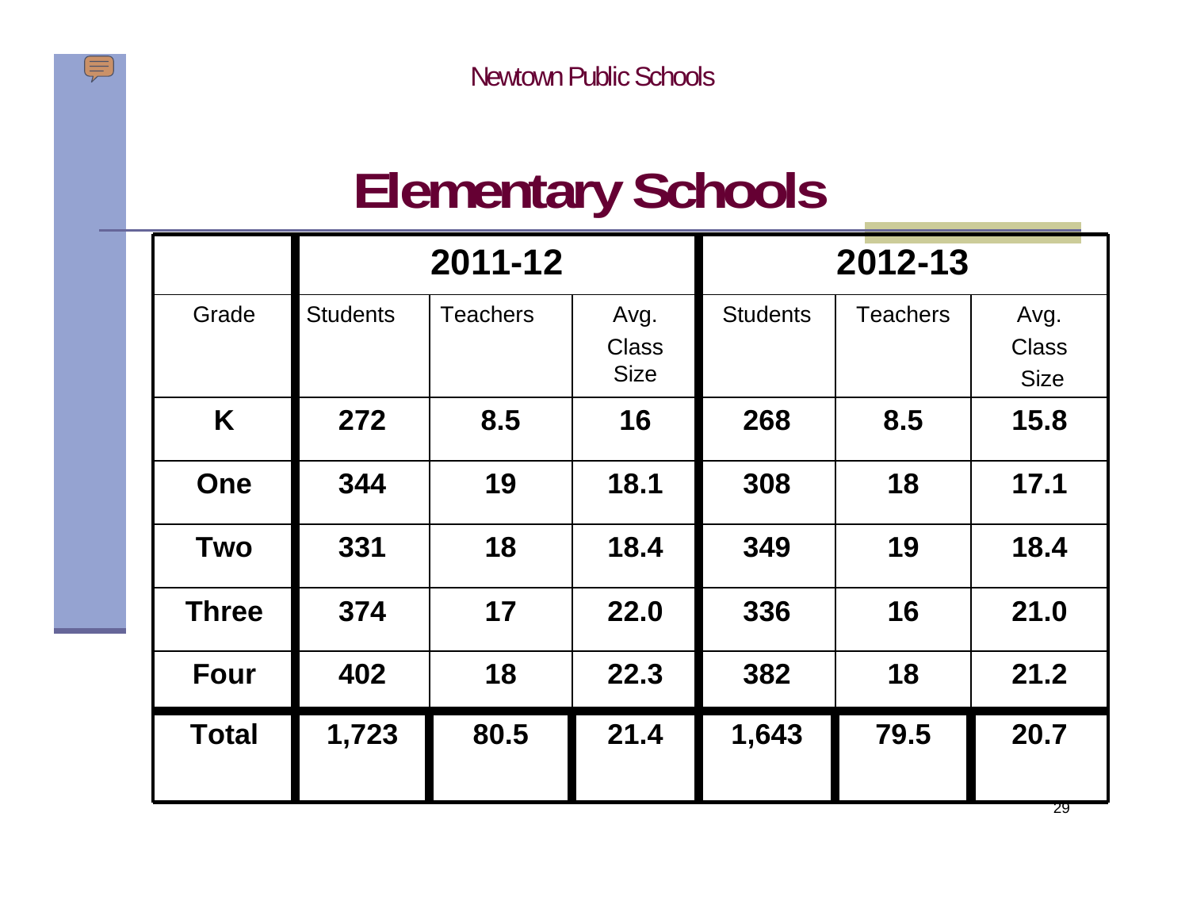Newtown Public Schools

# Elementary Schools

| | 2011-12 | | | 2012-13 | | |
|---|---|---|---|---|---|---|
| Grade | Students | Teachers | Avg. Class Size | Students | Teachers | Avg. Class Size |
| **K** | **272** | **8.5** | **16** | **268** | **8.5** | **15.8** |
| **One** | **344** | **19** | **18.1** | **308** | **18** | **17.1** |
| **Two** | **331** | **18** | **18.4** | **349** | **19** | **18.4** |
| **Three** | **374** | **17** | **22.0** | **336** | **16** | **21.0** |
| **Four** | **402** | **18** | **22.3** | **382** | **18** | **21.2** |
| **Total** | **1,723** | **80.5** | **21.4** | **1,643** | **79.5** | **20.7** |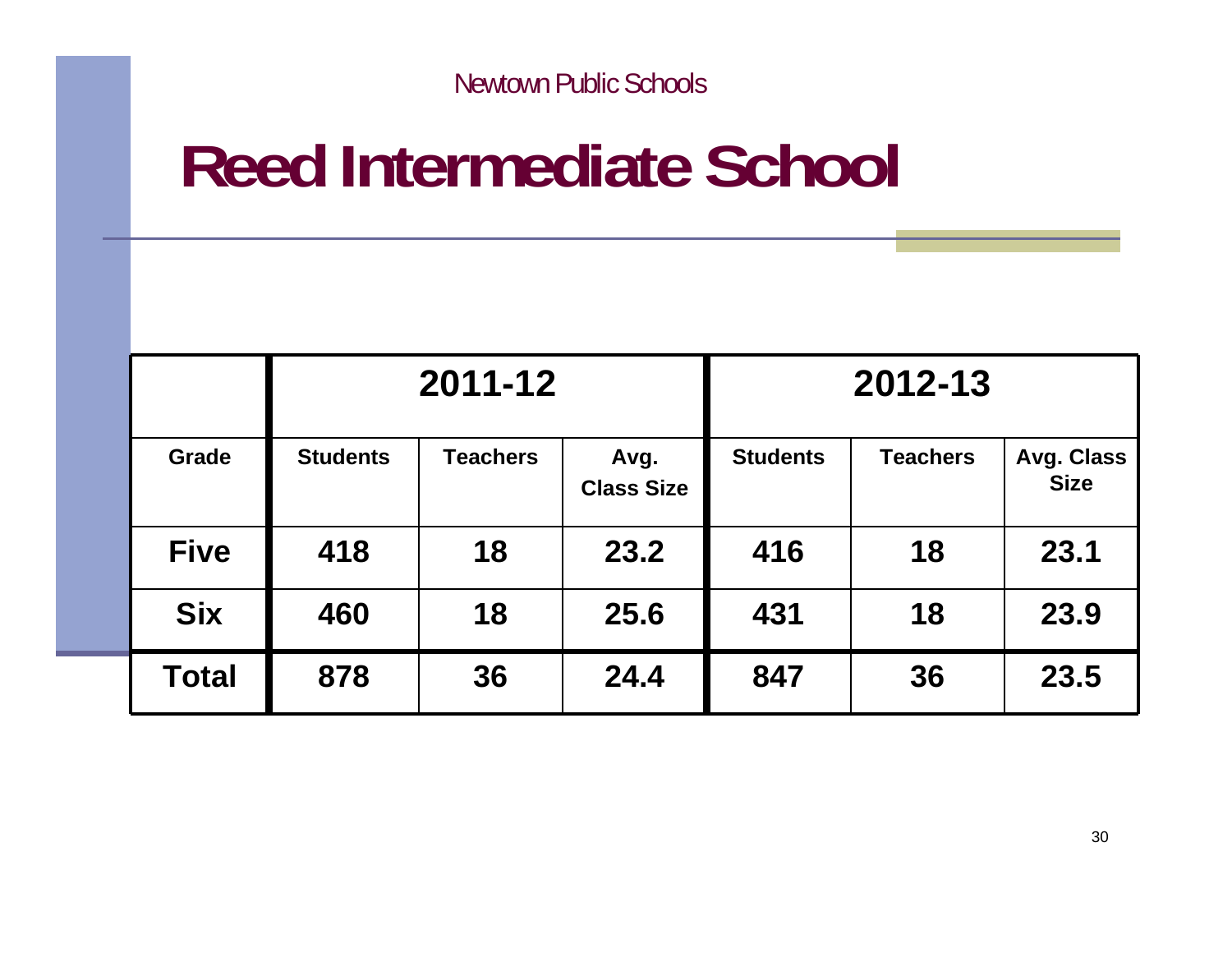# Reed Intermediate School

| | 2011-12 | | | 2012-13 | | |
|---|---|---|---|---|---|---|
| **Grade** | **Students** | **Teachers** | **Avg. Class Size** | **Students** | **Teachers** | **Avg. Class Size** |
| **Five** | **418** | **18** | **23.2** | **416** | **18** | **23.1** |
| **Six** | **460** | **18** | **25.6** | **431** | **18** | **23.9** |
| **Total** | **878** | **36** | **24.4** | **847** | **36** | **23.5** |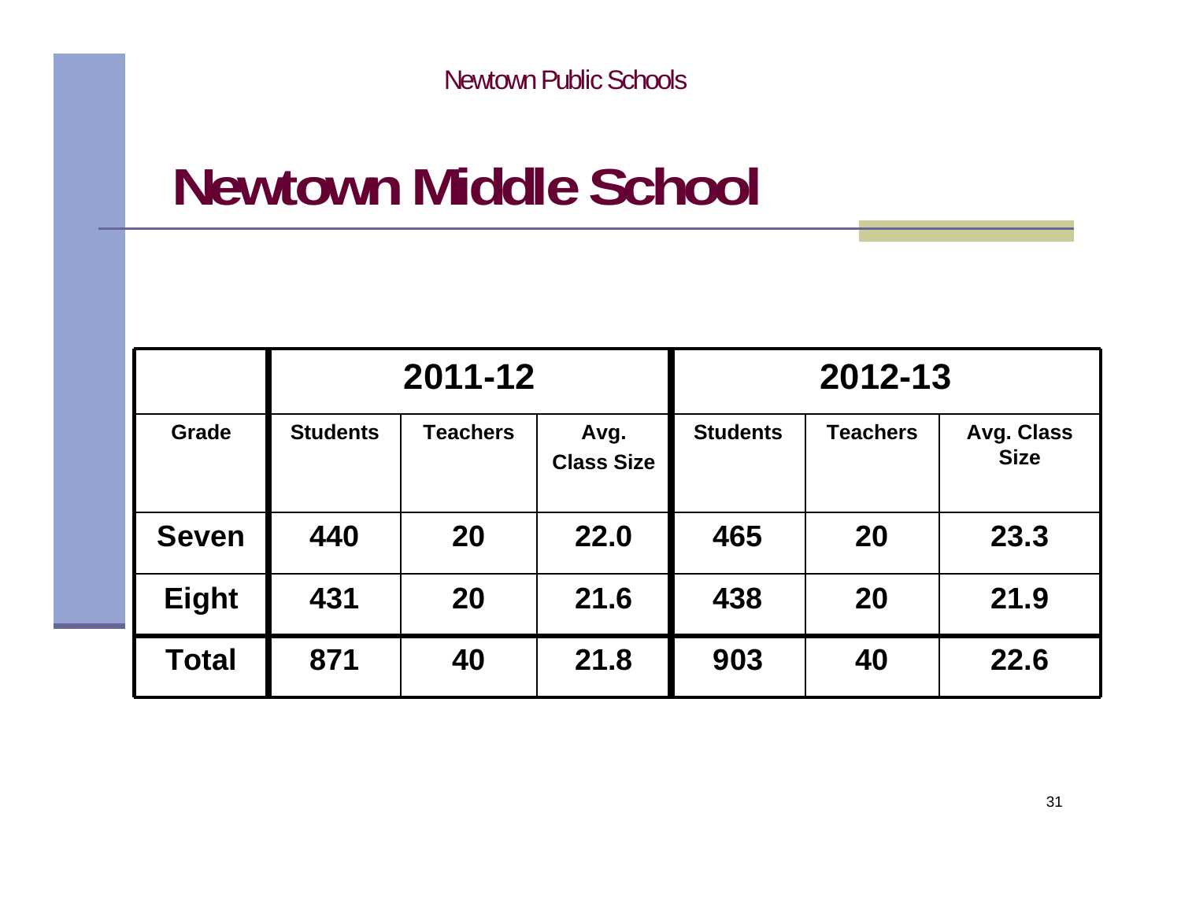# Newtown Middle School

| | 2011-12 | | | 2012-13 | | |
|---|---|---|---|---|---|---|
| **Grade** | **Students** | **Teachers** | **Avg. Class Size** | **Students** | **Teachers** | **Avg. Class Size** |
| **Seven** | **440** | **20** | **22.0** | **465** | **20** | **23.3** |
| **Eight** | **431** | **20** | **21.6** | **438** | **20** | **21.9** |
| **Total** | **871** | **40** | **21.8** | **903** | **40** | **22.6** |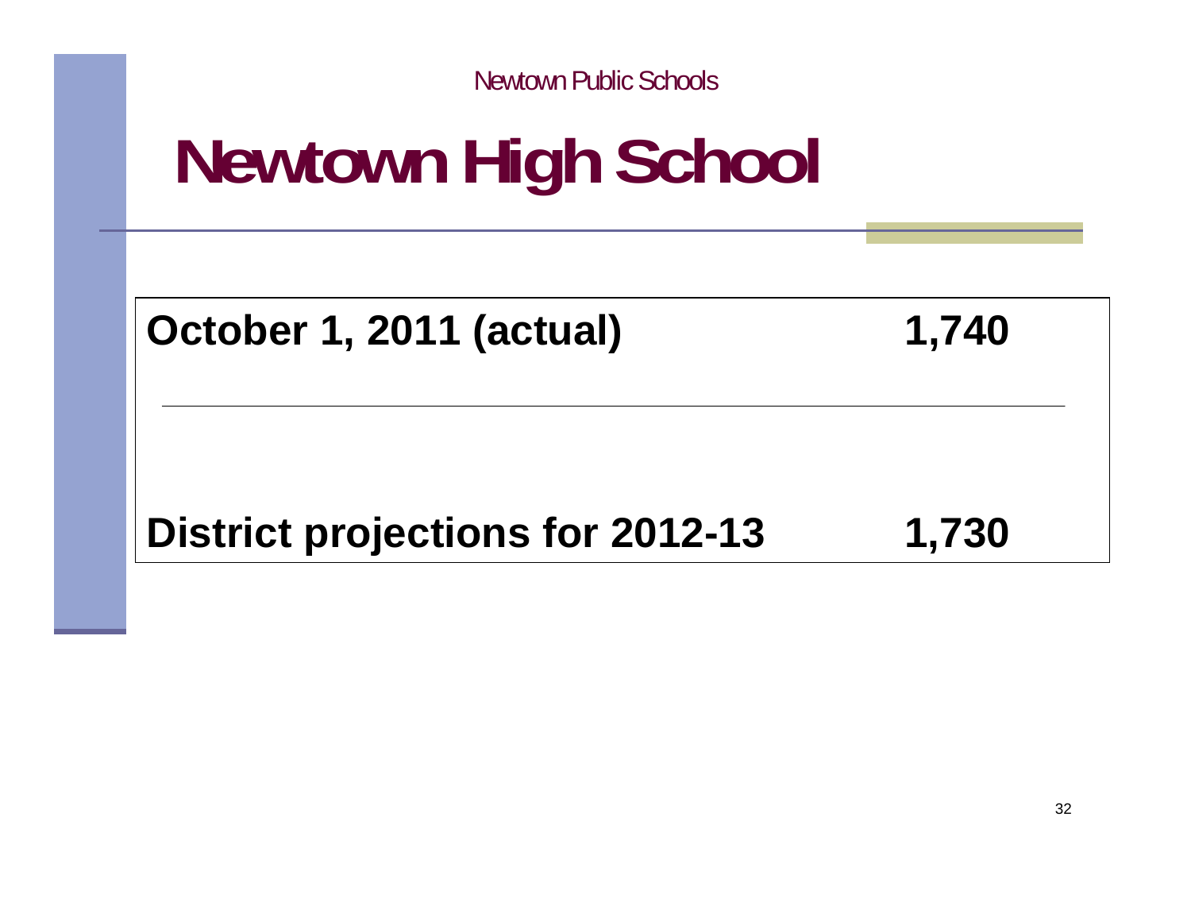# Newtown High School

| | |
|---|---|
| **October 1, 2011 (actual)** | **1,740** |
| **District projections for 2012-13** | **1,730** |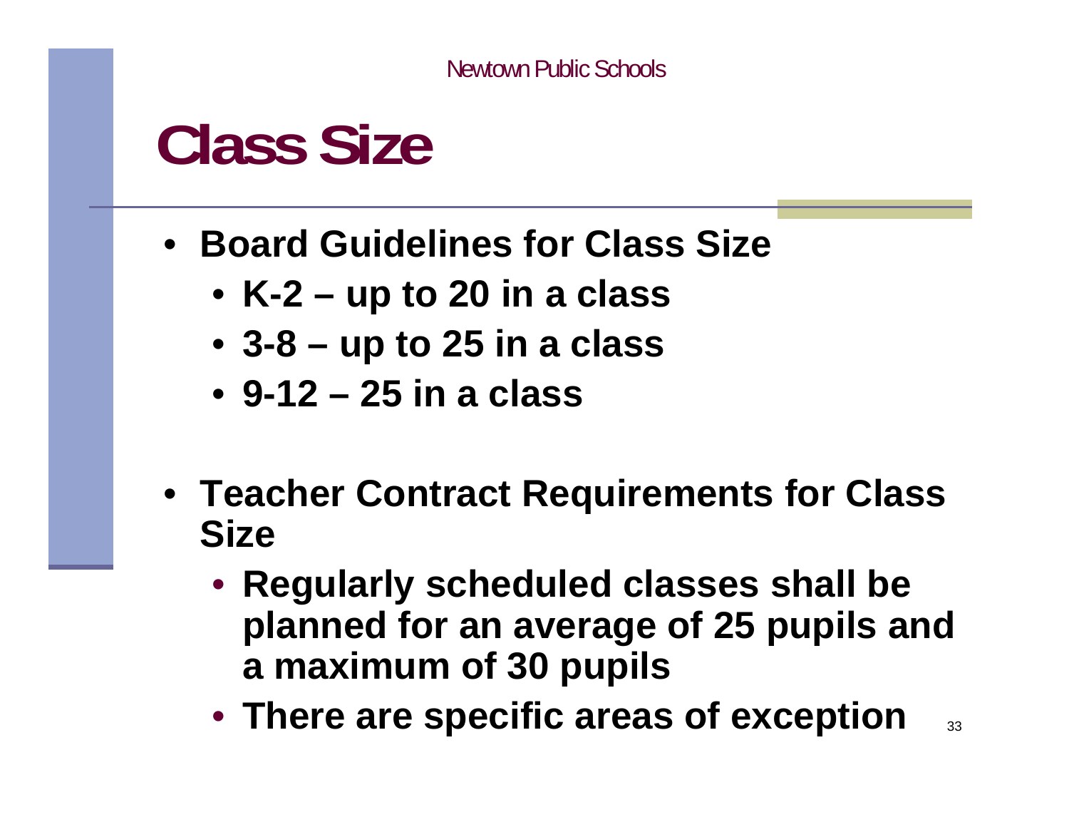# Class Size

- **Board Guidelines for Class Size**
  - **K-2 – up to 20 in a class**
  - **3-8 – up to 25 in a class**
  - **9-12 – 25 in a class**

- **Teacher Contract Requirements for Class Size**
  - **Regularly scheduled classes shall be planned for an average of 25 pupils and a maximum of 30 pupils**
  - **There are specific areas of exception**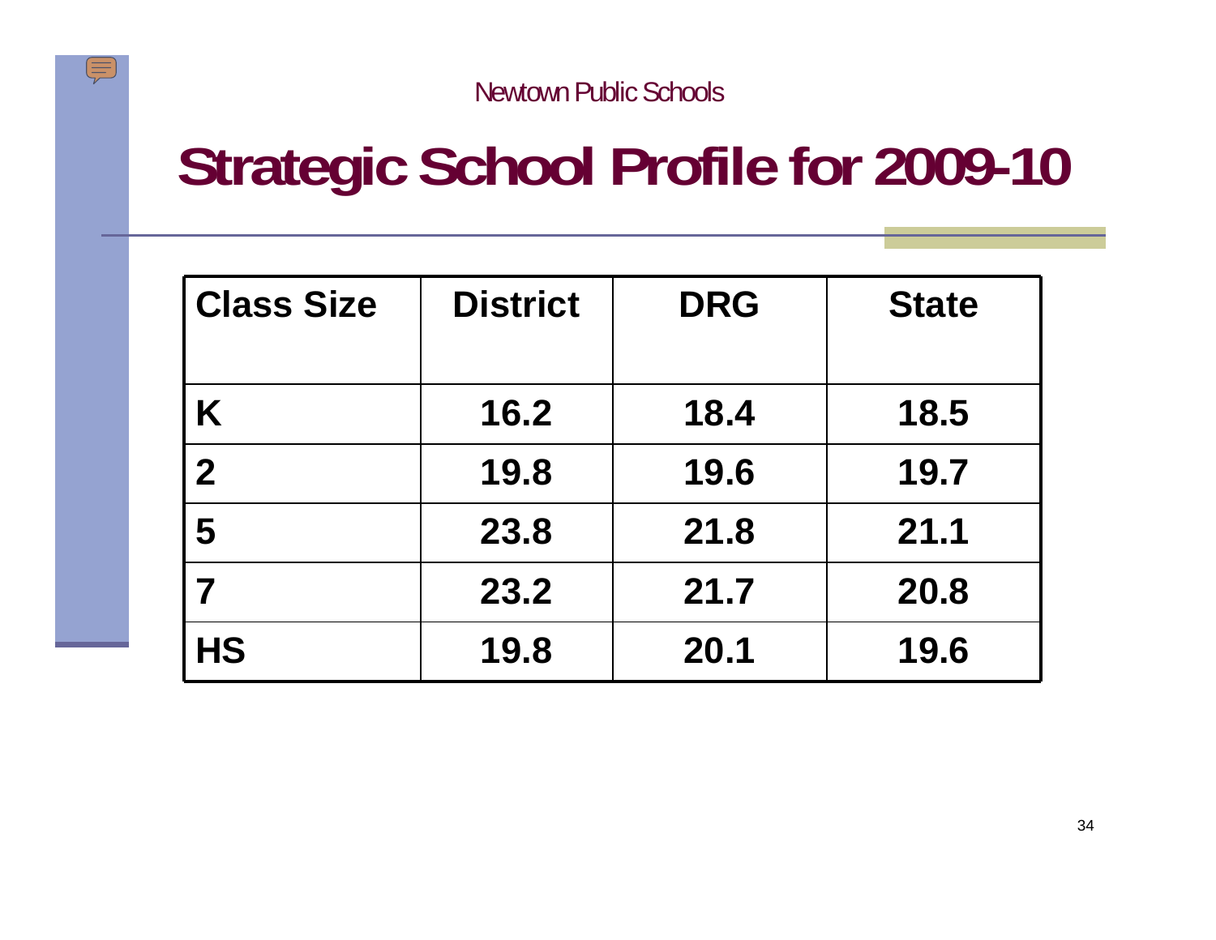Newtown Public Schools

# Strategic School Profile for 2009-10

| Class Size | District | DRG | State |
|---|---|---|---|
| K | 16.2 | 18.4 | 18.5 |
| 2 | 19.8 | 19.6 | 19.7 |
| 5 | 23.8 | 21.8 | 21.1 |
| 7 | 23.2 | 21.7 | 20.8 |
| HS | 19.8 | 20.1 | 19.6 |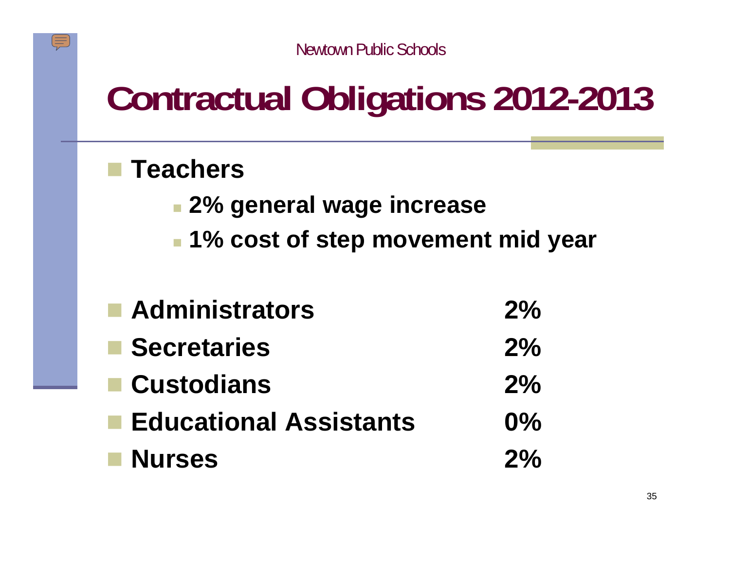# Contractual Obligations 2012-2013

- **Teachers**
  - **2% general wage increase**
  - **1% cost of step movement mid year**

| | |
|---|---|
| **Administrators** | **2%** |
| **Secretaries** | **2%** |
| **Custodians** | **2%** |
| **Educational Assistants** | **0%** |
| **Nurses** | **2%** |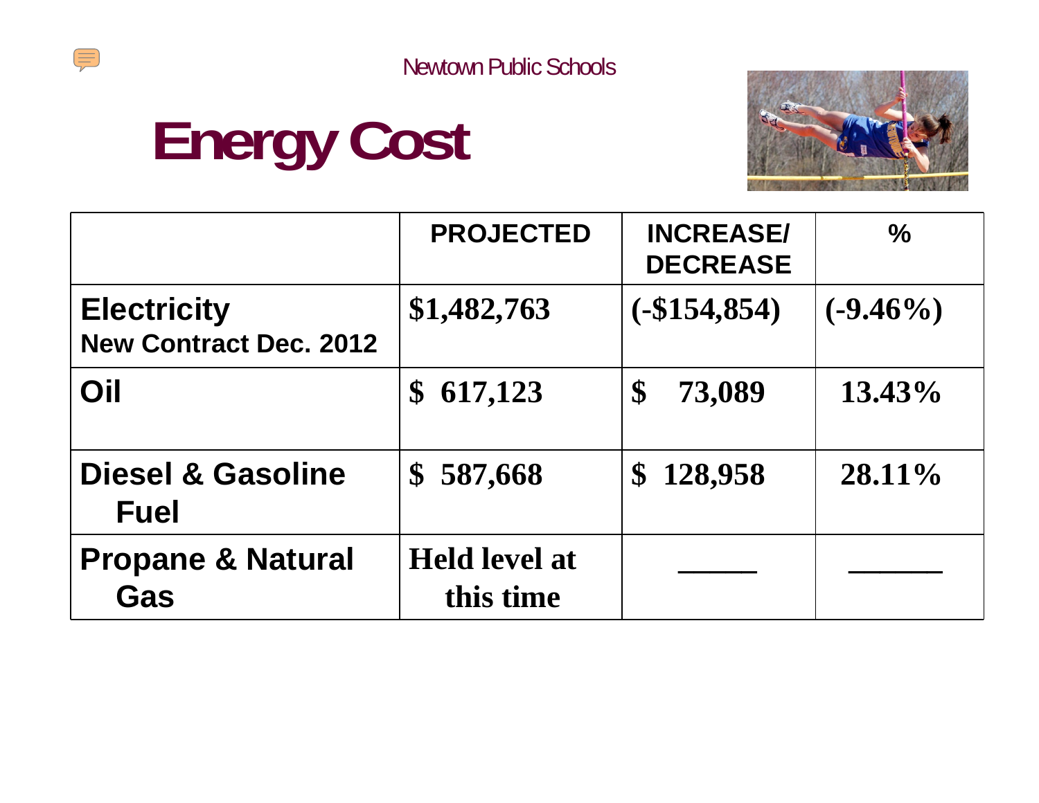Newtown Public Schools

# Energy Cost

| | PROJECTED | INCREASE/ DECREASE | % |
|---|---|---|---|
| **Electricity** New Contract Dec. 2012 | $1,482,763 | (-$154,854) | (-9.46%) |
| **Oil** | $ 617,123 | $ 73,089 | 13.43% |
| **Diesel & Gasoline Fuel** | $ 587,668 | $ 128,958 | 28.11% |
| **Propane & Natural Gas** | Held level at this time | _____ | ______ |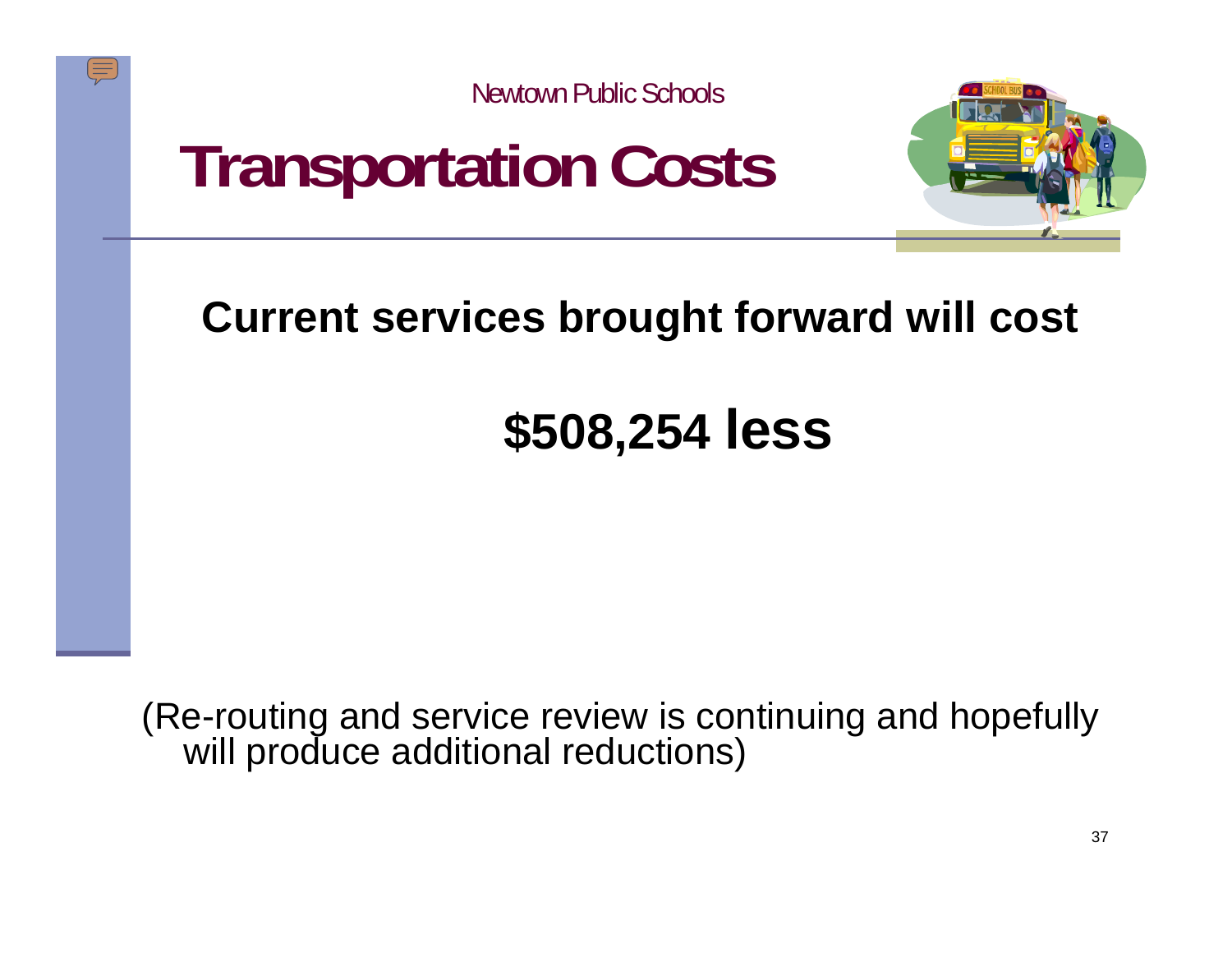Newtown Public Schools

# Transportation Costs

**Current services brought forward will cost**

## $508,254 less

(Re-routing and service review is continuing and hopefully will produce additional reductions)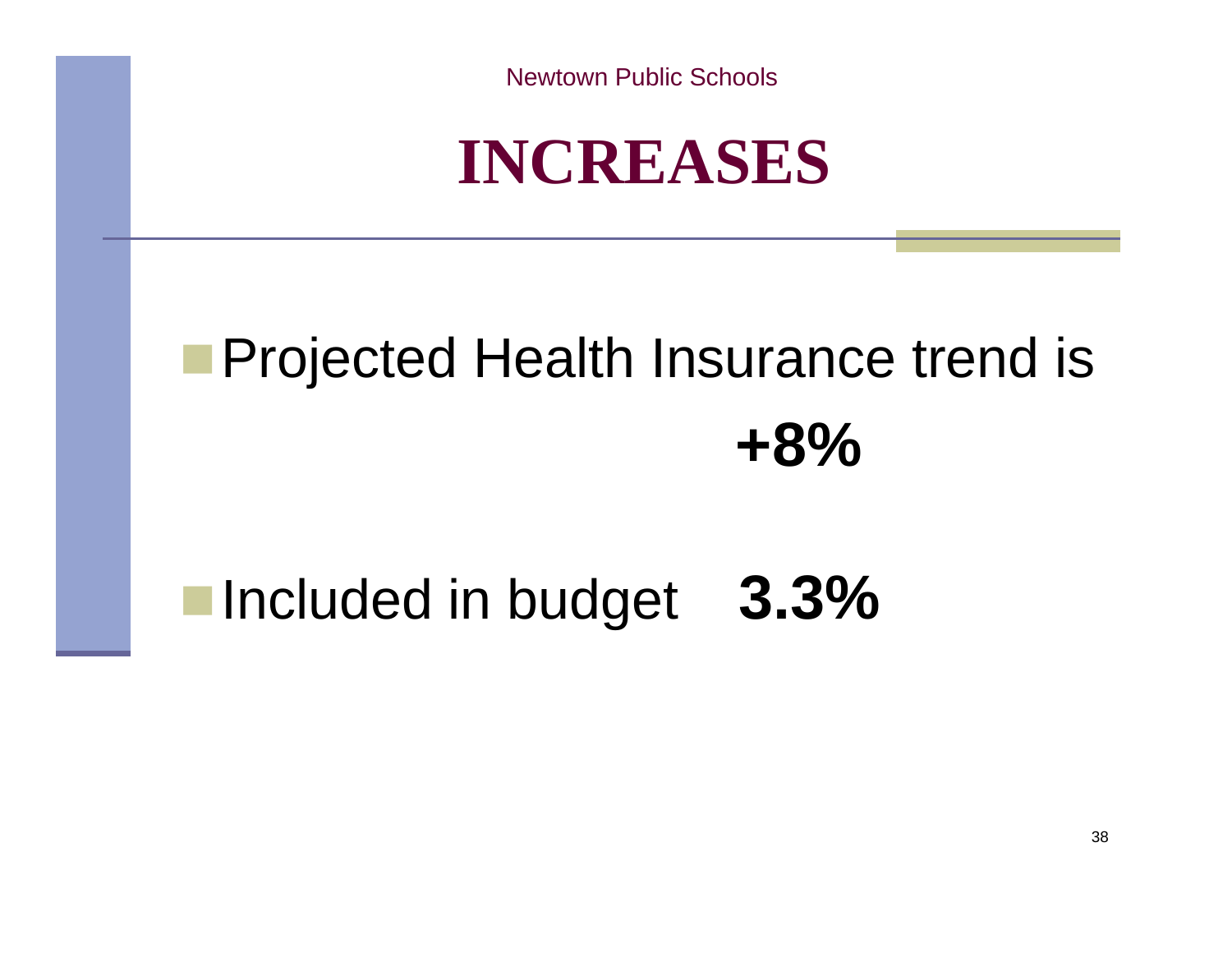# INCREASES

- Projected Health Insurance trend is **+8%**
- Included in budget **3.3%**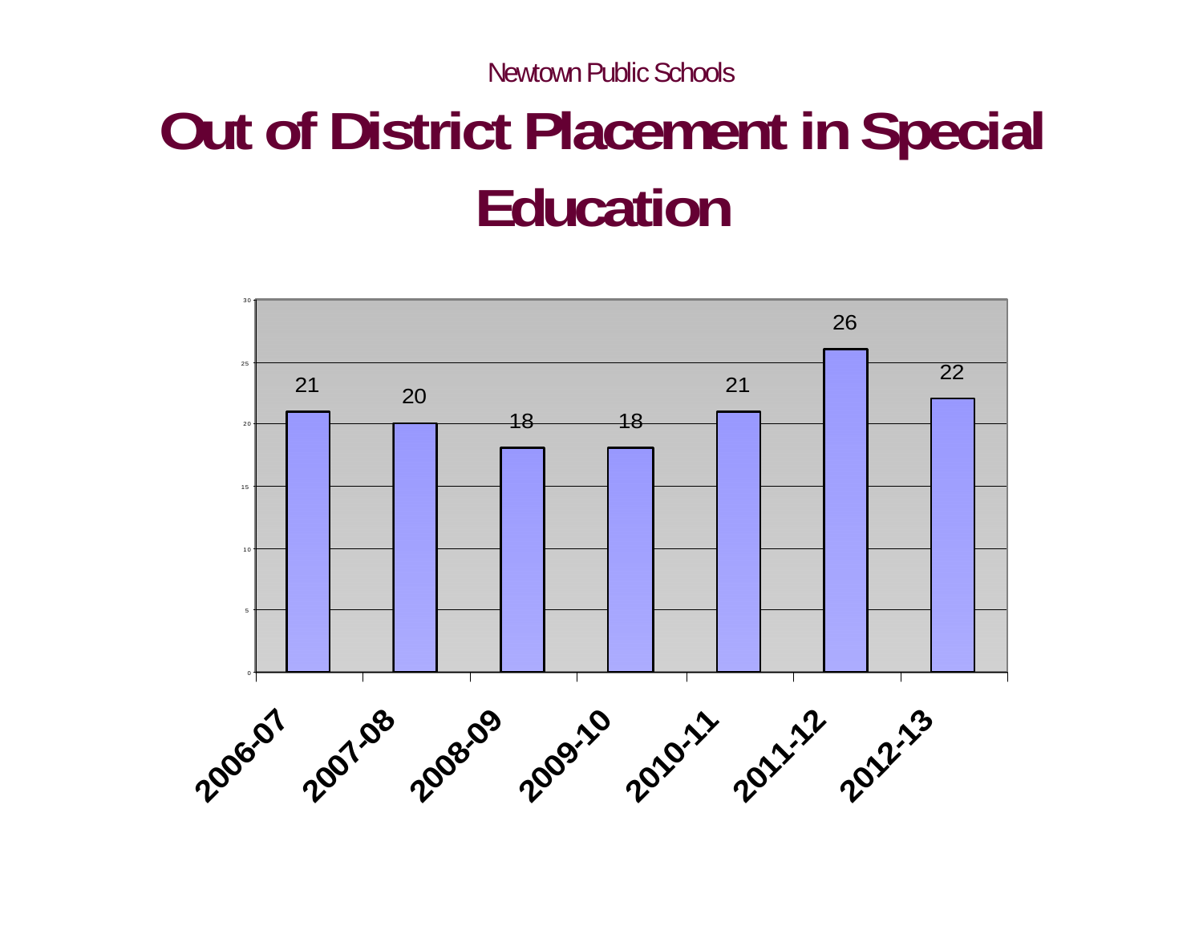Newtown Public Schools

# Out of District Placement in Special Education

| Year | Placements |
| --- | --- |
| 2006-07 | 21 |
| 2007-08 | 20 |
| 2008-09 | 18 |
| 2009-10 | 18 |
| 2010-11 | 21 |
| 2011-12 | 26 |
| 2012-13 | 22 |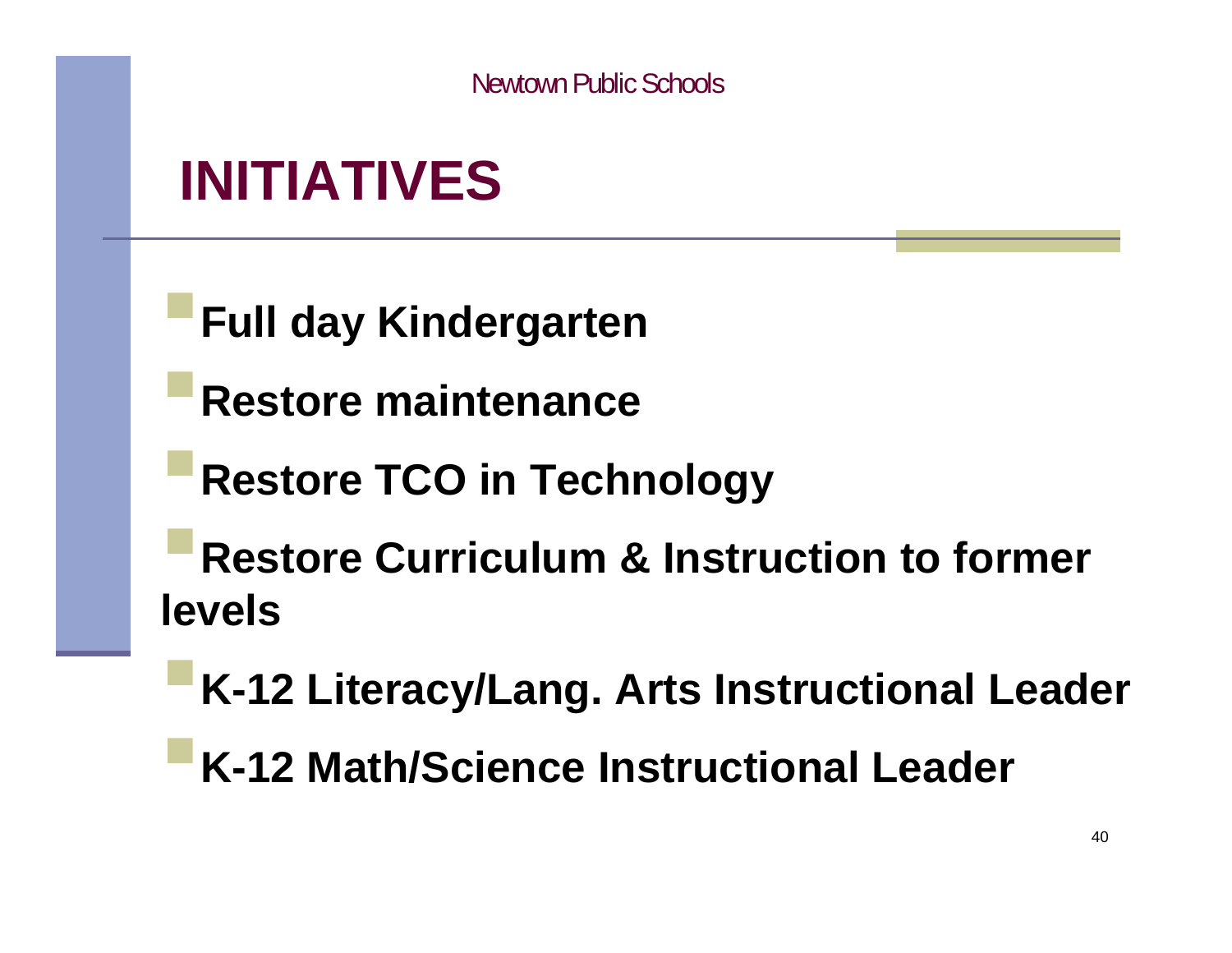# INITIATIVES

- **Full day Kindergarten**
- **Restore maintenance**
- **Restore TCO in Technology**
- **Restore Curriculum & Instruction to former levels**
- **K-12 Literacy/Lang. Arts Instructional Leader**
- **K-12 Math/Science Instructional Leader**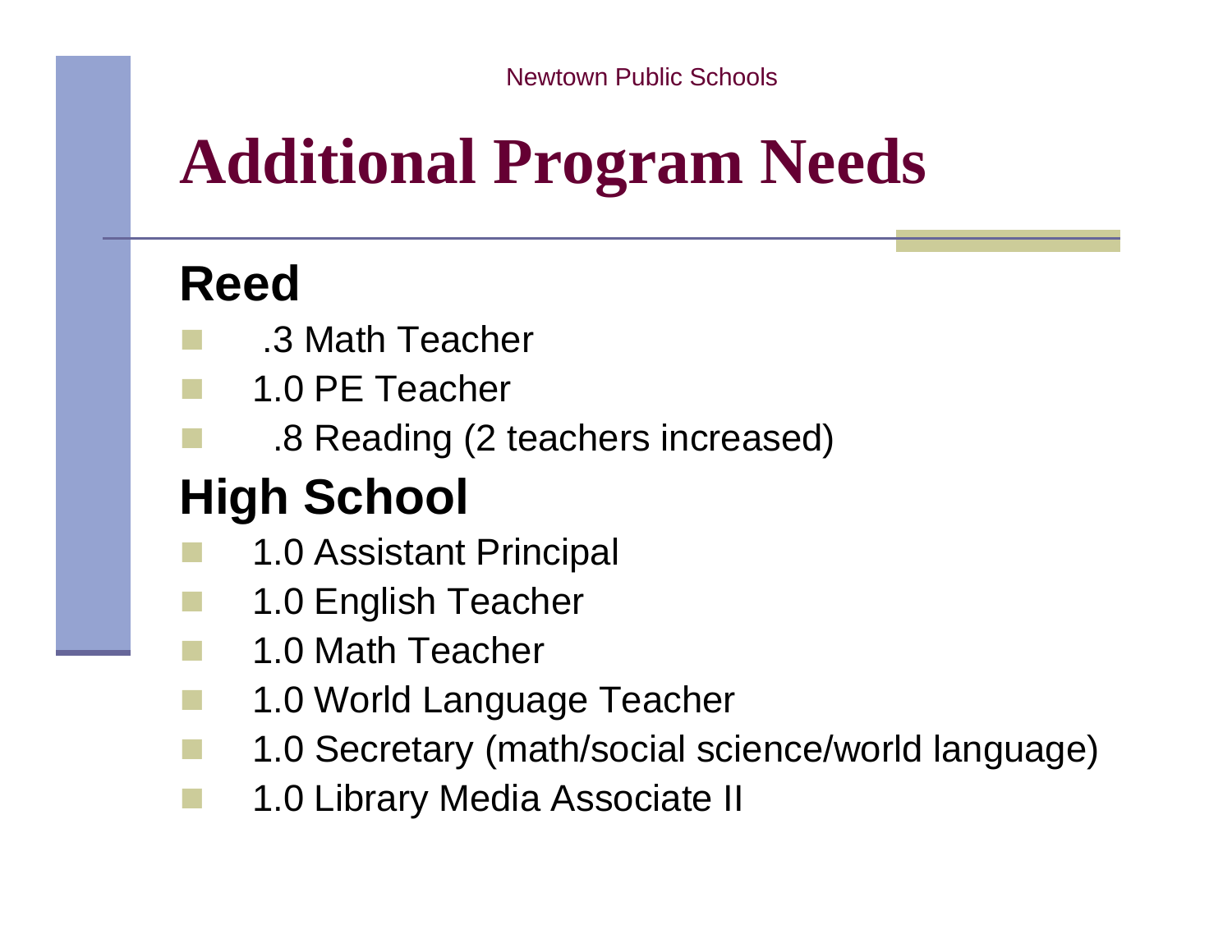# Additional Program Needs

## Reed

- .3 Math Teacher
- 1.0 PE Teacher
- .8 Reading (2 teachers increased)

## High School

- 1.0 Assistant Principal
- 1.0 English Teacher
- 1.0 Math Teacher
- 1.0 World Language Teacher
- 1.0 Secretary (math/social science/world language)
- 1.0 Library Media Associate II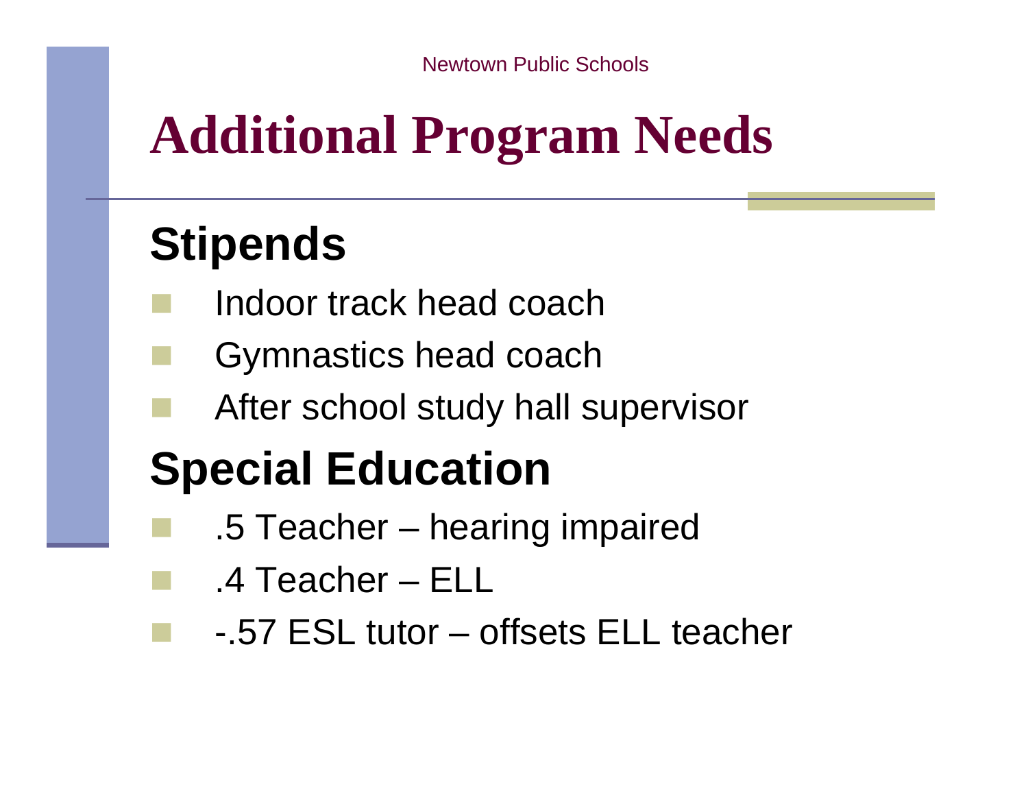# Additional Program Needs

## Stipends

- Indoor track head coach
- Gymnastics head coach
- After school study hall supervisor

## Special Education

- .5 Teacher – hearing impaired
- .4 Teacher – ELL
- -.57 ESL tutor – offsets ELL teacher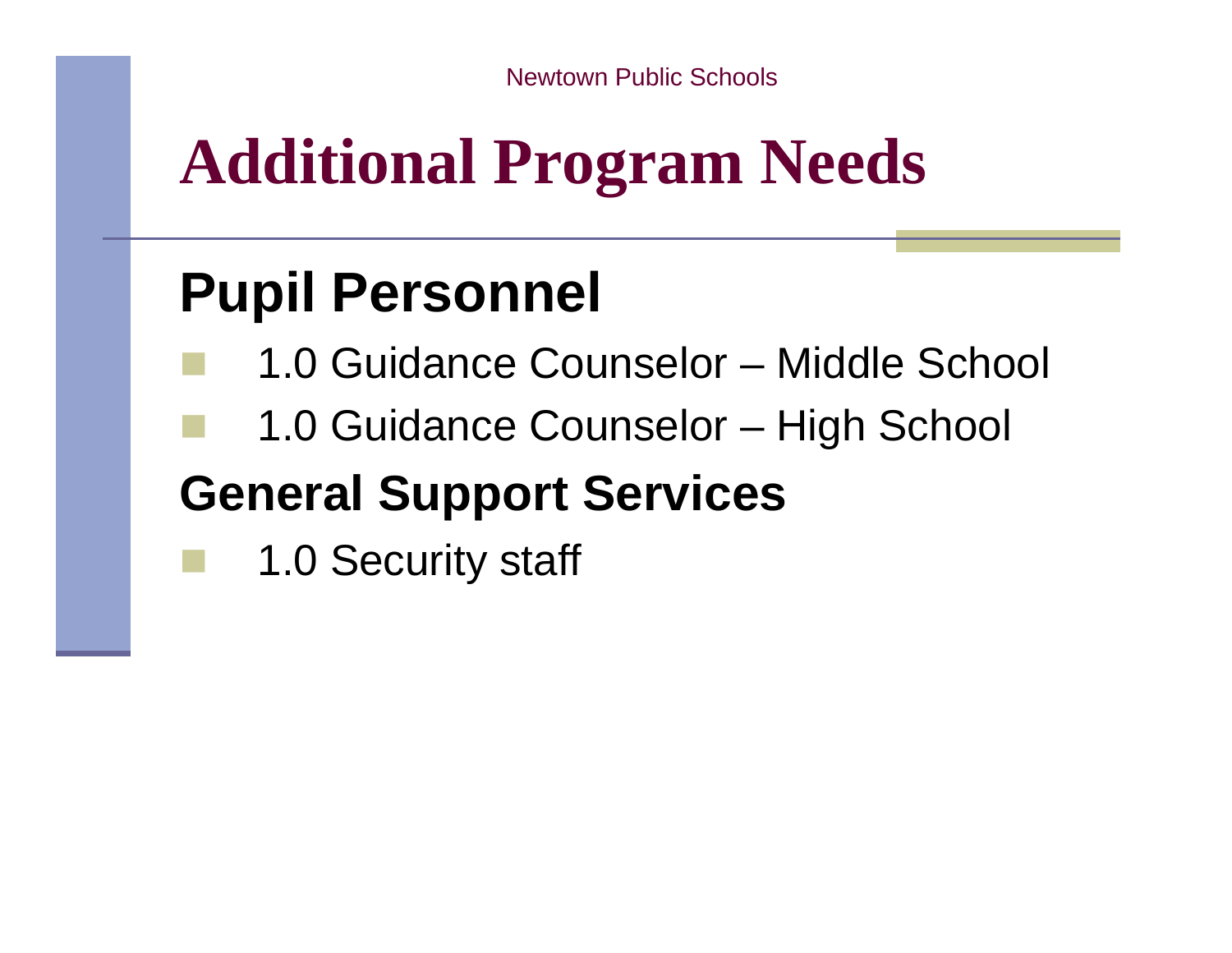# Additional Program Needs

## Pupil Personnel

- 1.0 Guidance Counselor – Middle School
- 1.0 Guidance Counselor – High School

## General Support Services

- 1.0 Security staff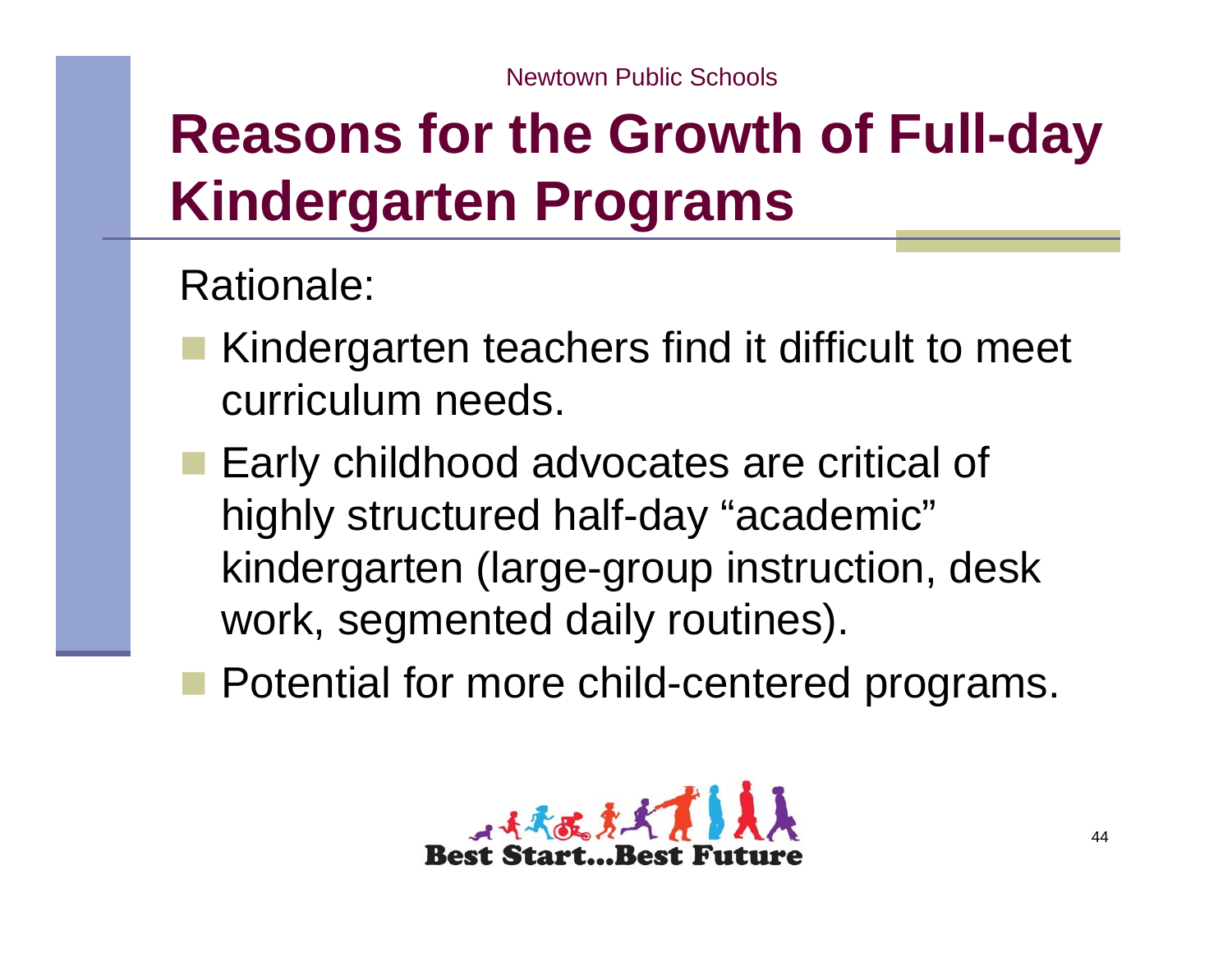# Reasons for the Growth of Full-day Kindergarten Programs

Rationale:

- Kindergarten teachers find it difficult to meet curriculum needs.
- Early childhood advocates are critical of highly structured half-day "academic" kindergarten (large-group instruction, desk work, segmented daily routines).
- Potential for more child-centered programs.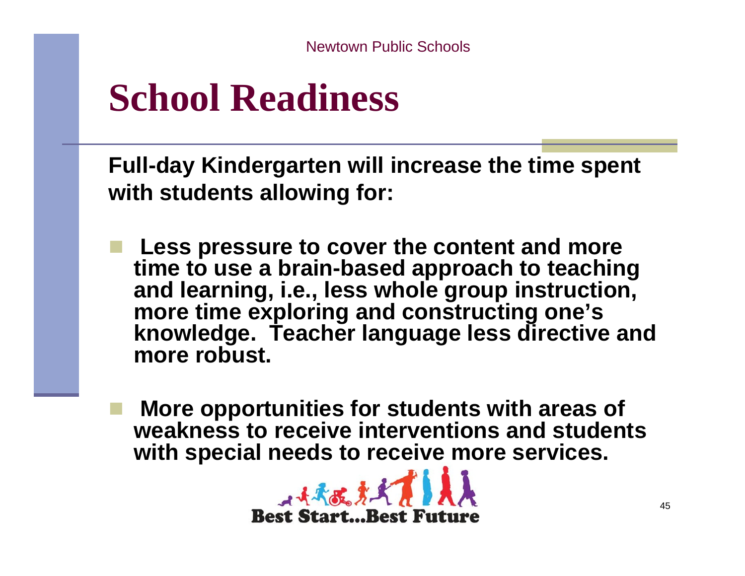# School Readiness

**Full-day Kindergarten will increase the time spent with students allowing for:**

- **Less pressure to cover the content and more time to use a brain-based approach to teaching and learning, i.e., less whole group instruction, more time exploring and constructing one's knowledge. Teacher language less directive and more robust.**

- **More opportunities for students with areas of weakness to receive interventions and students with special needs to receive more services.**

Best Start...Best Future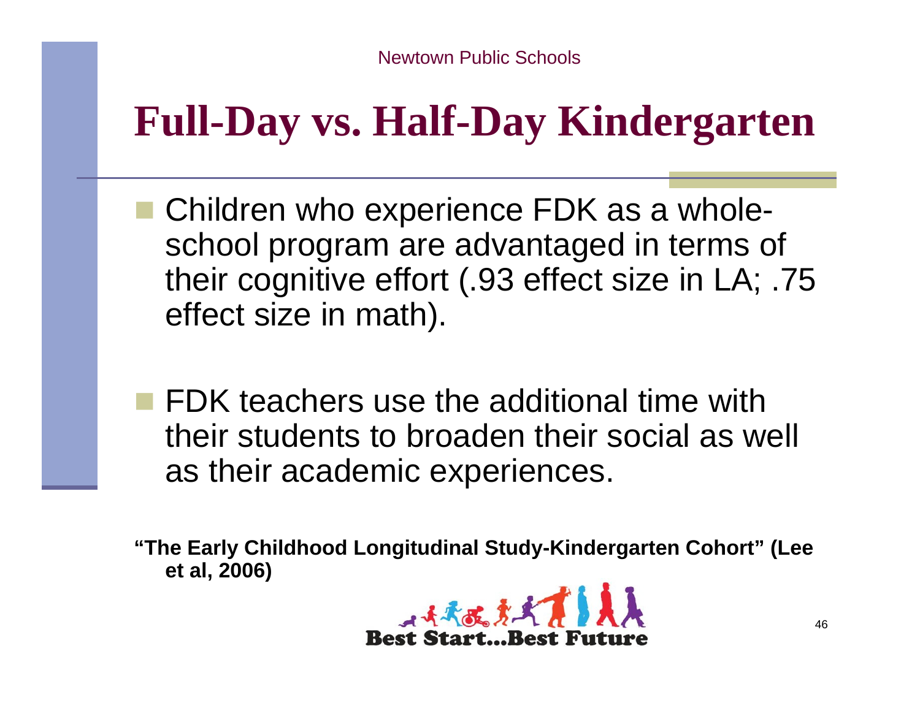# Full-Day vs. Half-Day Kindergarten

- Children who experience FDK as a whole-school program are advantaged in terms of their cognitive effort (.93 effect size in LA; .75 effect size in math).

- FDK teachers use the additional time with their students to broaden their social as well as their academic experiences.

**"The Early Childhood Longitudinal Study-Kindergarten Cohort" (Lee et al, 2006)**

Best Start...Best Future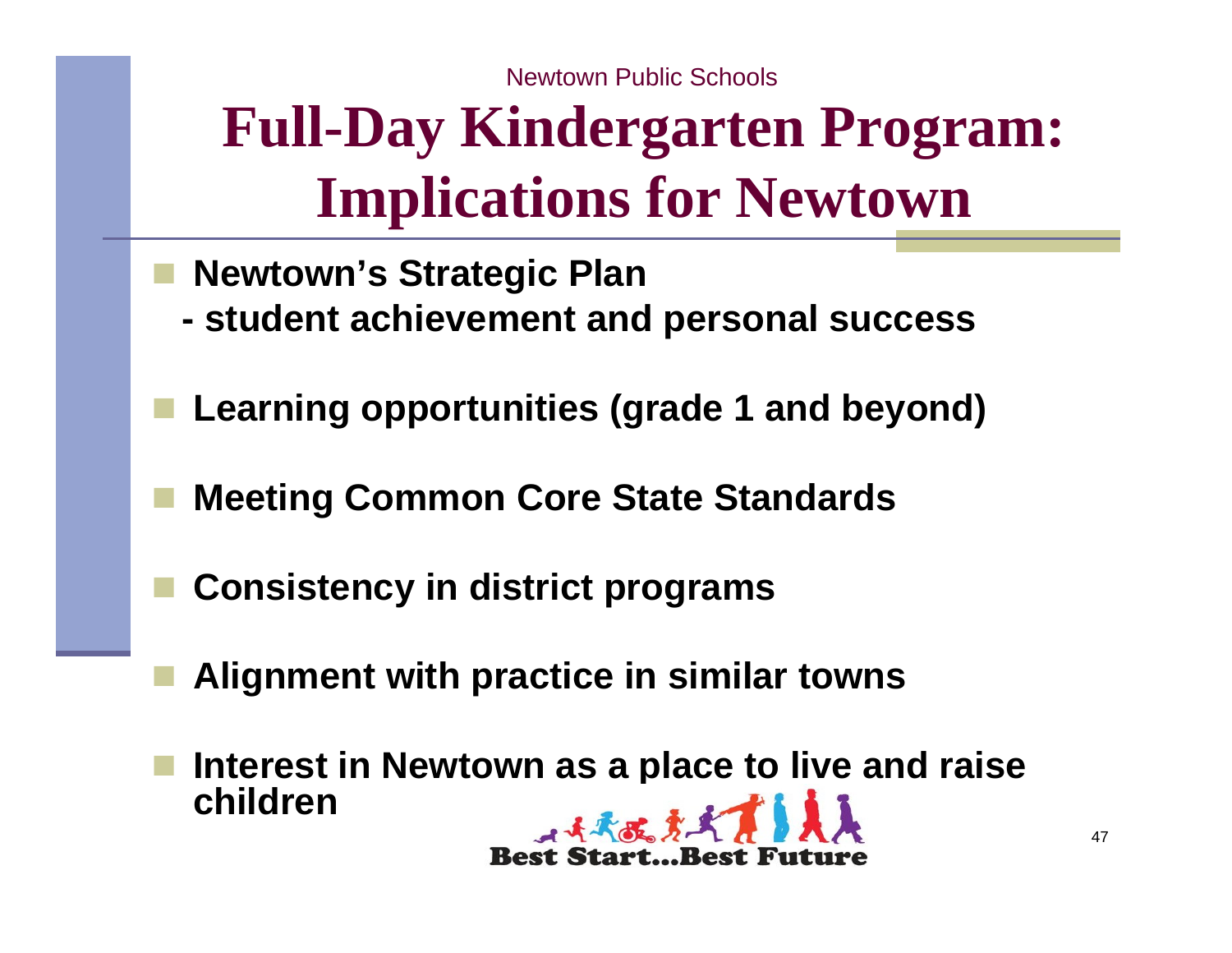Newtown Public Schools

# Full-Day Kindergarten Program: Implications for Newtown

- **Newtown's Strategic Plan**
  **- student achievement and personal success**
- **Learning opportunities (grade 1 and beyond)**
- **Meeting Common Core State Standards**
- **Consistency in district programs**
- **Alignment with practice in similar towns**
- **Interest in Newtown as a place to live and raise children**

Best Start...Best Future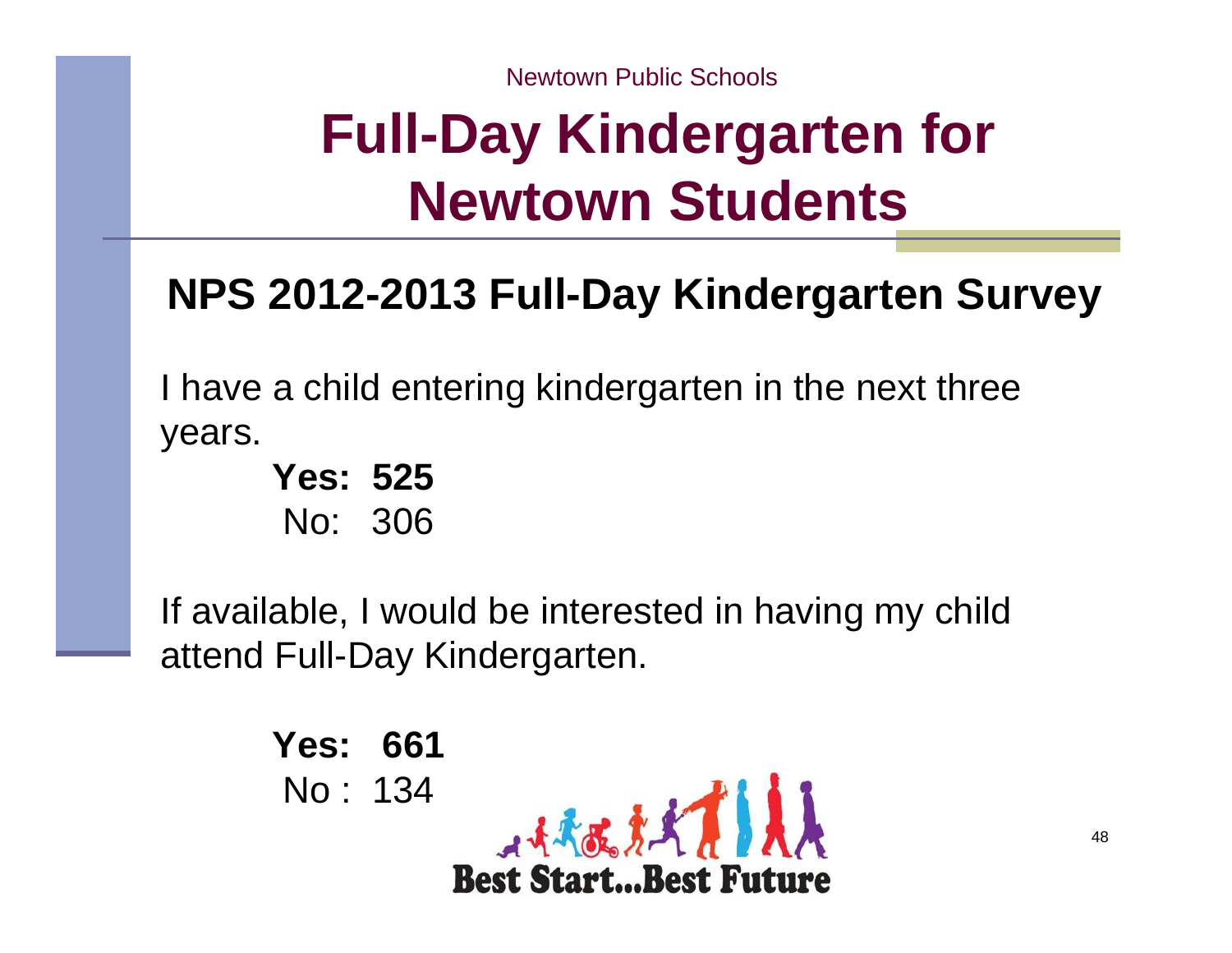Newtown Public Schools

# Full-Day Kindergarten for Newtown Students

## NPS 2012-2013 Full-Day Kindergarten Survey

I have a child entering kindergarten in the next three years.

**Yes: 525**
No: 306

If available, I would be interested in having my child attend Full-Day Kindergarten.

**Yes: 661**
No : 134

Best Start...Best Future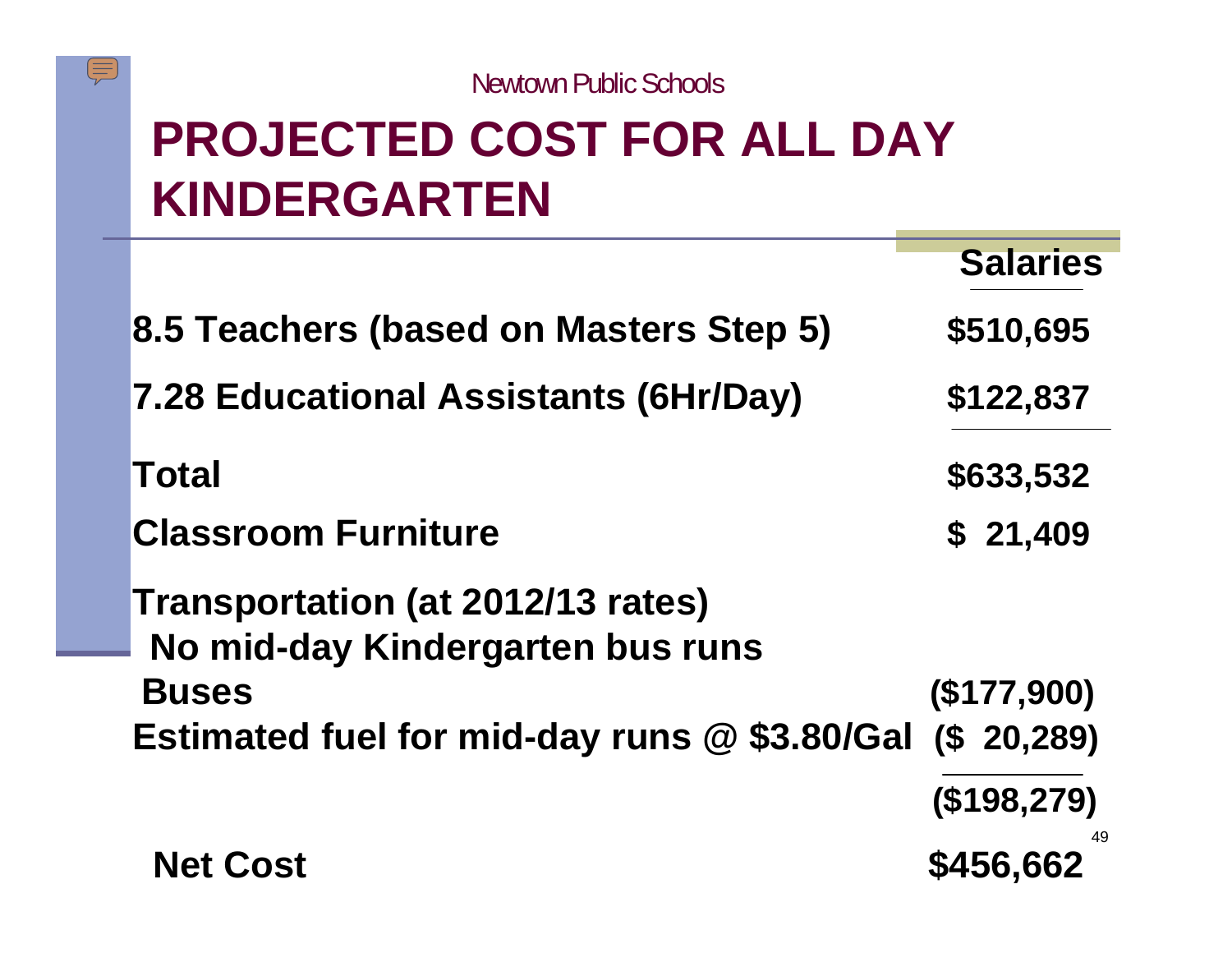Newtown Public Schools

# PROJECTED COST FOR ALL DAY KINDERGARTEN

| | Salaries |
|---|---|
| 8.5 Teachers (based on Masters Step 5) | $510,695 |
| 7.28 Educational Assistants (6Hr/Day) | $122,837 |
| Total | $633,532 |
| Classroom Furniture | $ 21,409 |
| Transportation (at 2012/13 rates) | |
| No mid-day Kindergarten bus runs | |
| Buses | ($177,900) |
| Estimated fuel for mid-day runs @ $3.80/Gal | ($ 20,289) |
| | ($198,279) |
| Net Cost | $456,662 |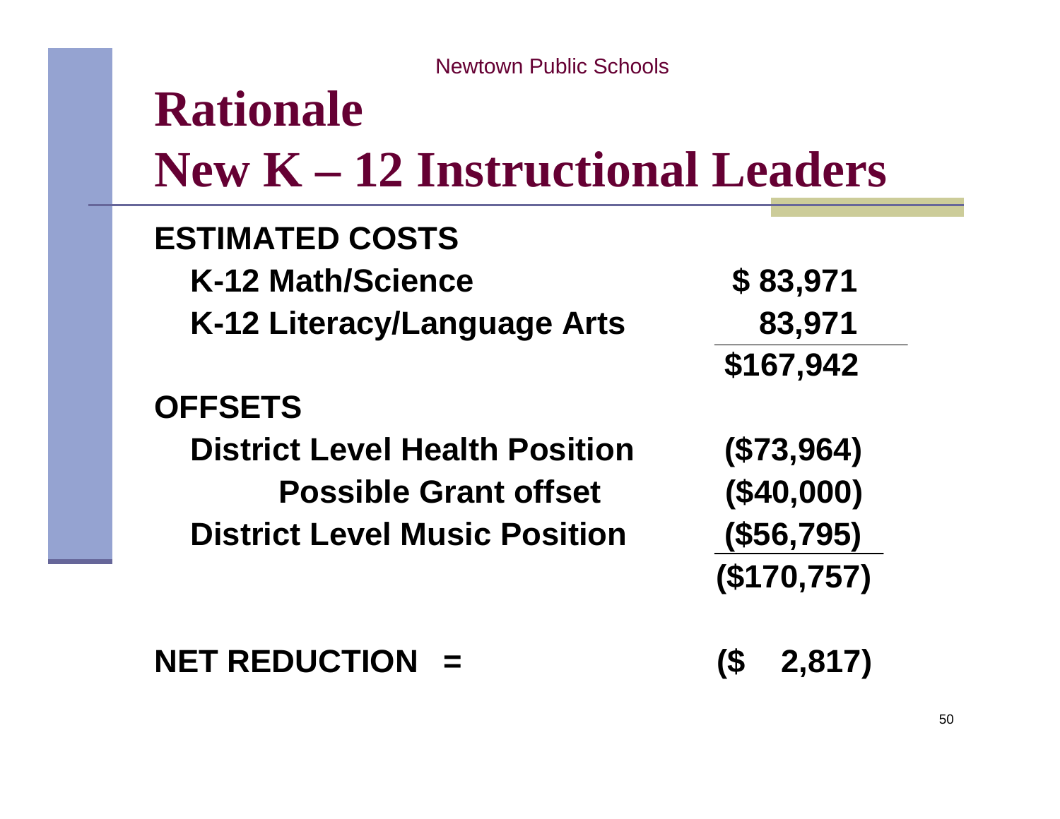# Rationale
# New K – 12 Instructional Leaders

| ESTIMATED COSTS | |
|---|---|
| K-12 Math/Science | $ 83,971 |
| K-12 Literacy/Language Arts | 83,971 |
| | $167,942 |
| **OFFSETS** | |
| District Level Health Position | ($73,964) |
| Possible Grant offset | ($40,000) |
| District Level Music Position | ($56,795) |
| | ($170,757) |
| **NET REDUCTION =** | **($ 2,817)** |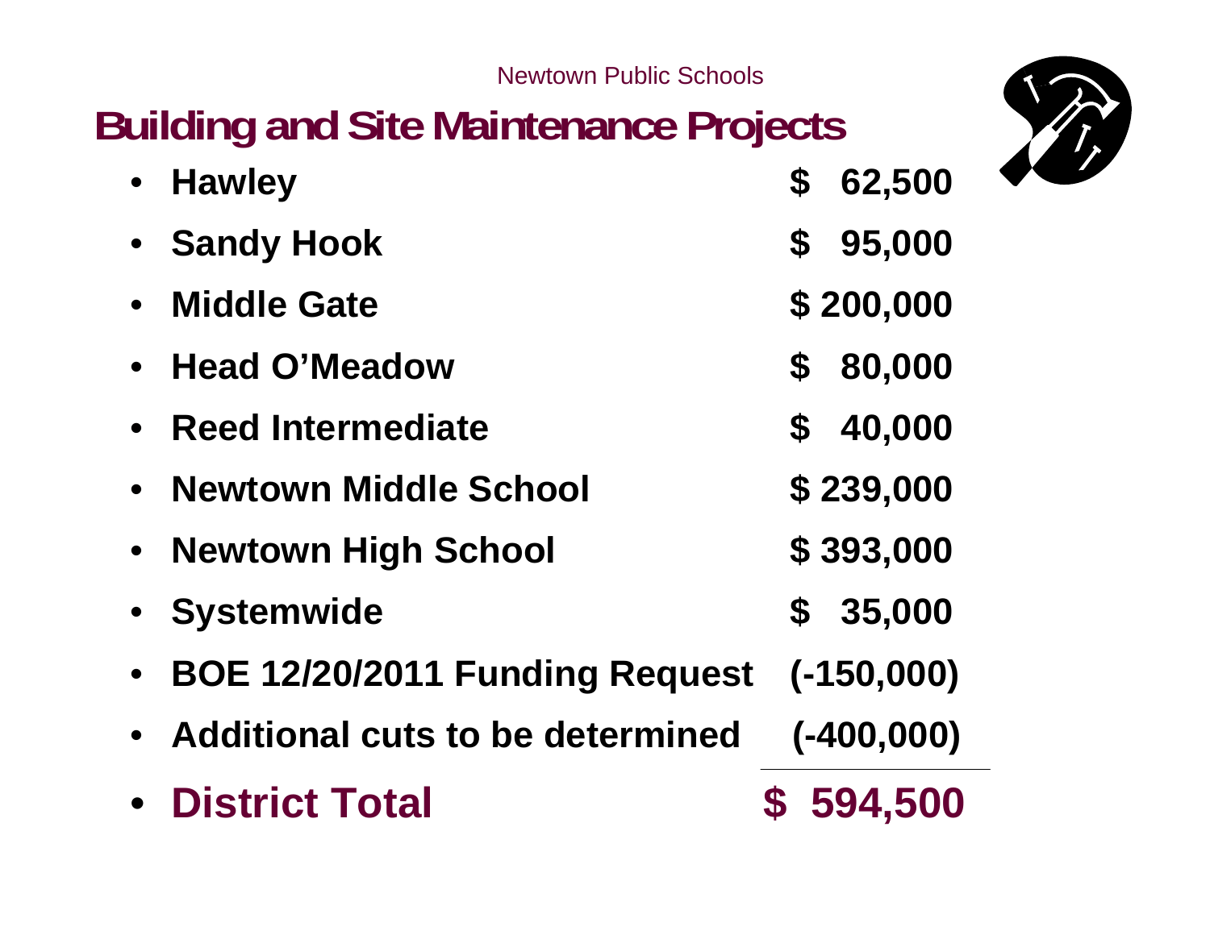Newtown Public Schools

# Building and Site Maintenance Projects

| Project | Amount |
|---|---|
| Hawley | $ 62,500 |
| Sandy Hook | $ 95,000 |
| Middle Gate | $ 200,000 |
| Head O'Meadow | $ 80,000 |
| Reed Intermediate | $ 40,000 |
| Newtown Middle School | $ 239,000 |
| Newtown High School | $ 393,000 |
| Systemwide | $ 35,000 |
| BOE 12/20/2011 Funding Request | (-150,000) |
| Additional cuts to be determined | (-400,000) |
| **District Total** | **$ 594,500** |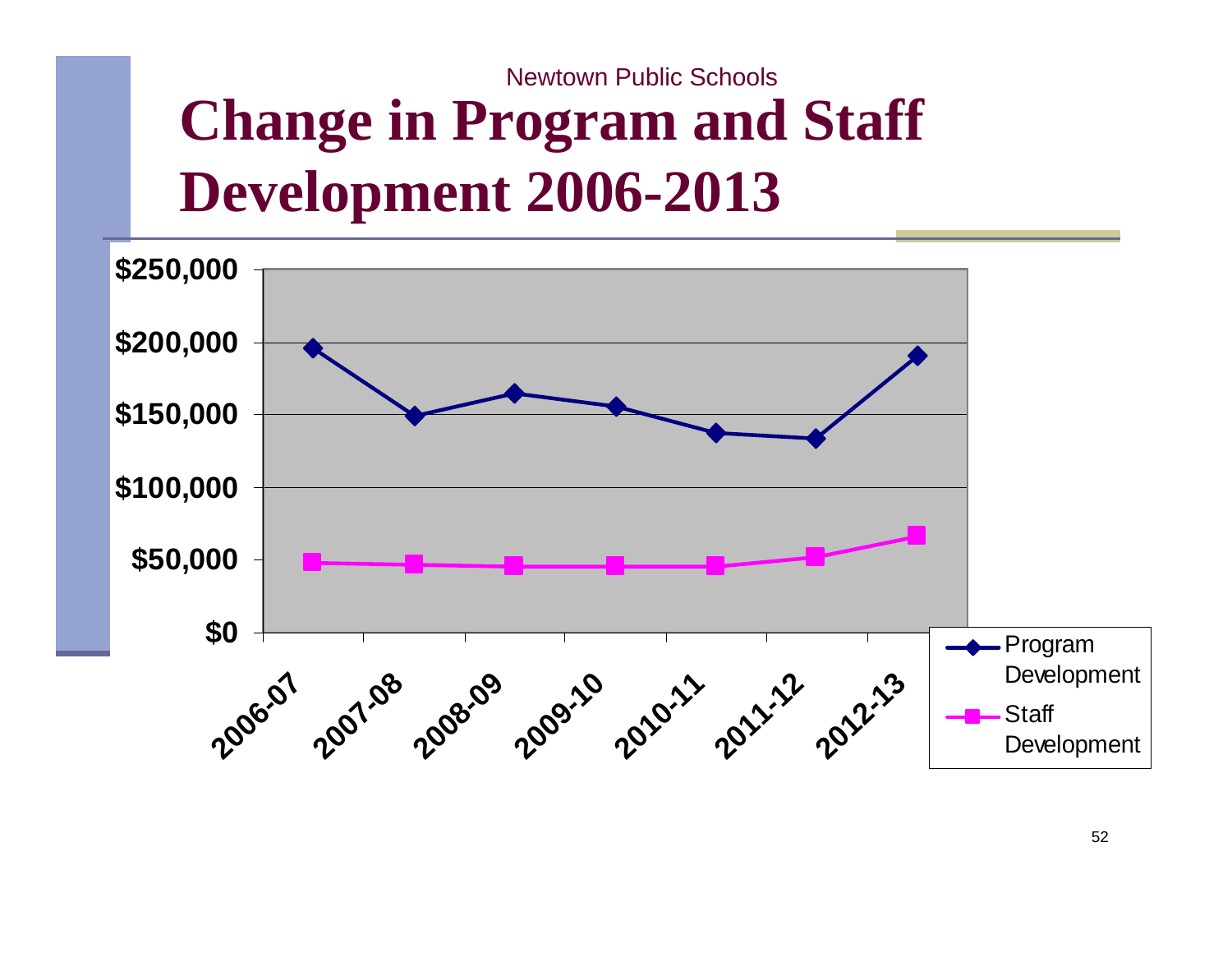Newtown Public Schools

# Change in Program and Staff Development 2006-2013

$250,000
$200,000
$150,000
$100,000
$50,000
$0

2006-07 2007-08 2008-09 2009-10 2010-11 2011-12 2012-13

Program Development
Staff Development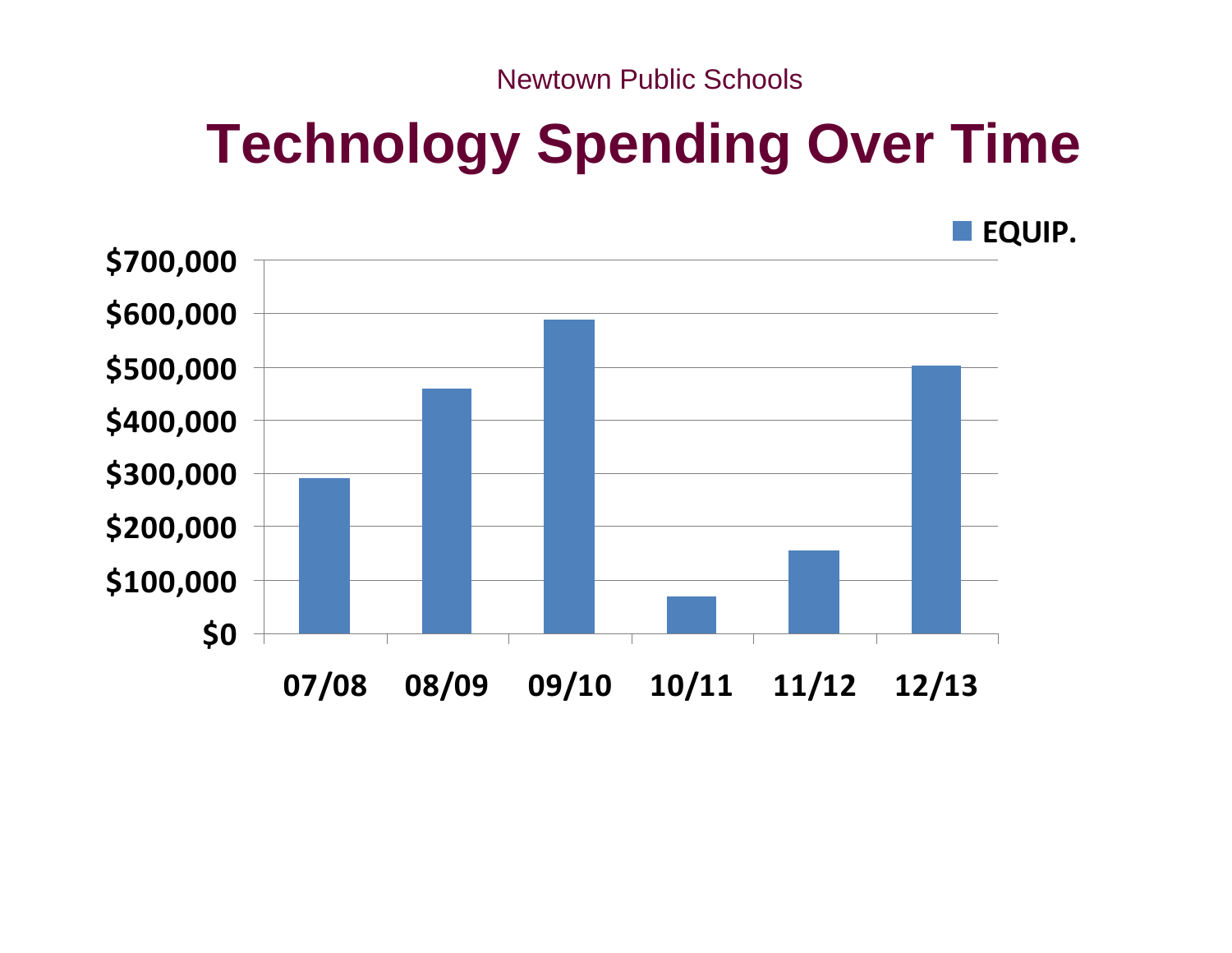Newtown Public Schools

# Technology Spending Over Time

EQUIP.

$700,000
$600,000
$500,000
$400,000
$300,000
$200,000
$100,000
$0

07/08 08/09 09/10 10/11 11/12 12/13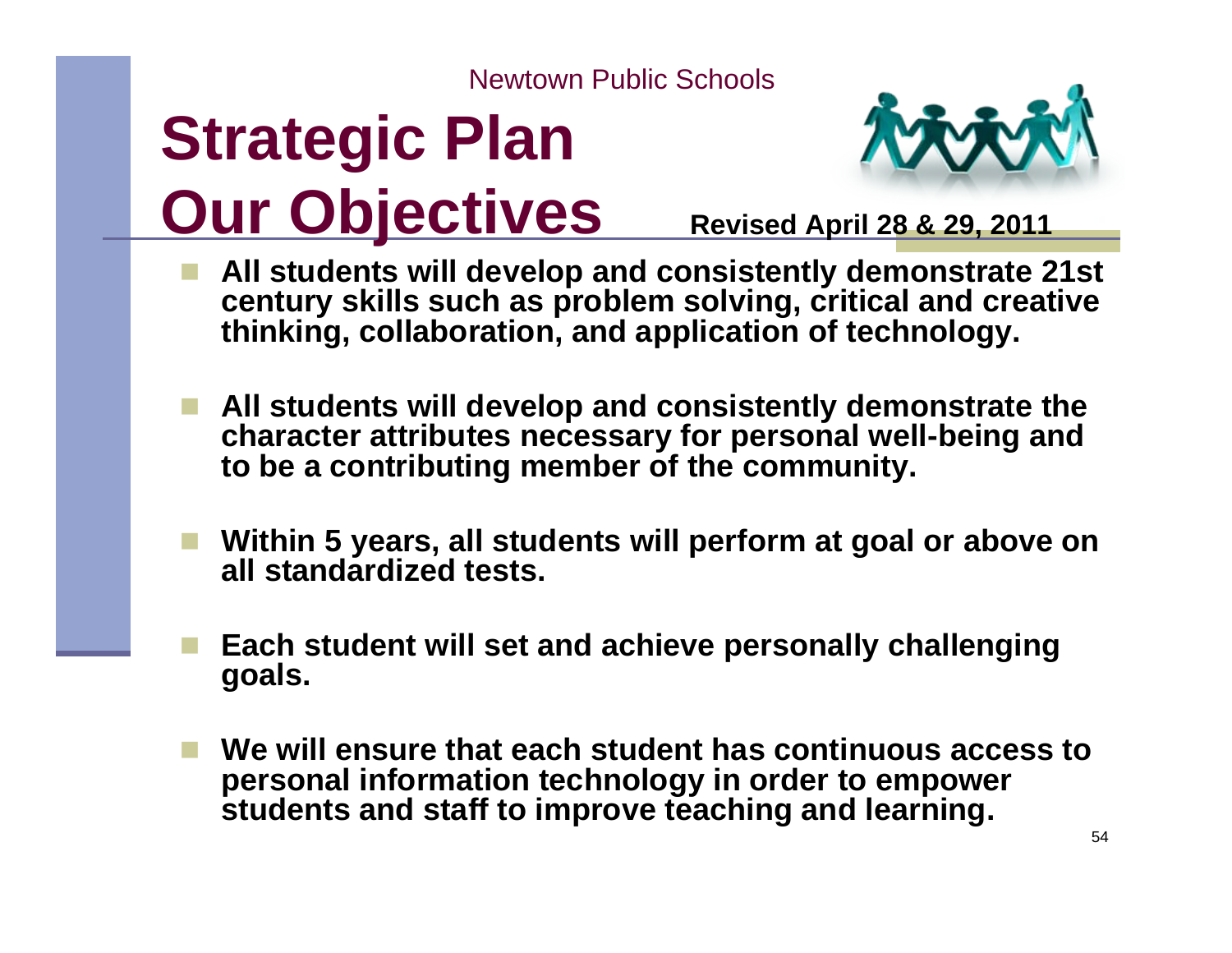Newtown Public Schools

# Strategic Plan Our Objectives

**Revised April 28 & 29, 2011**

- **All students will develop and consistently demonstrate 21st century skills such as problem solving, critical and creative thinking, collaboration, and application of technology.**
- **All students will develop and consistently demonstrate the character attributes necessary for personal well-being and to be a contributing member of the community.**
- **Within 5 years, all students will perform at goal or above on all standardized tests.**
- **Each student will set and achieve personally challenging goals.**
- **We will ensure that each student has continuous access to personal information technology in order to empower students and staff to improve teaching and learning.**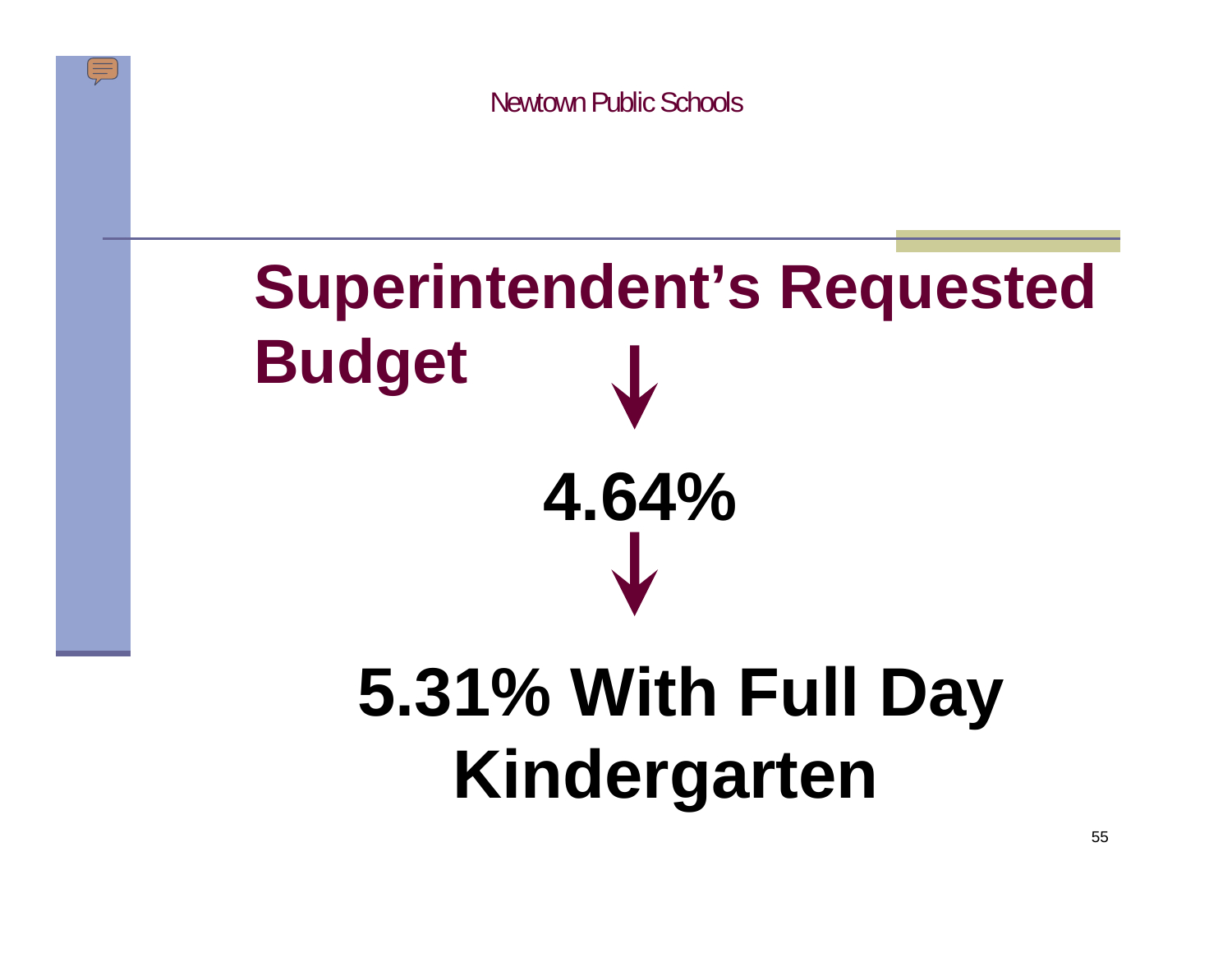# Superintendent's Requested Budget

↓

**4.64%**

↓

# 5.31% With Full Day Kindergarten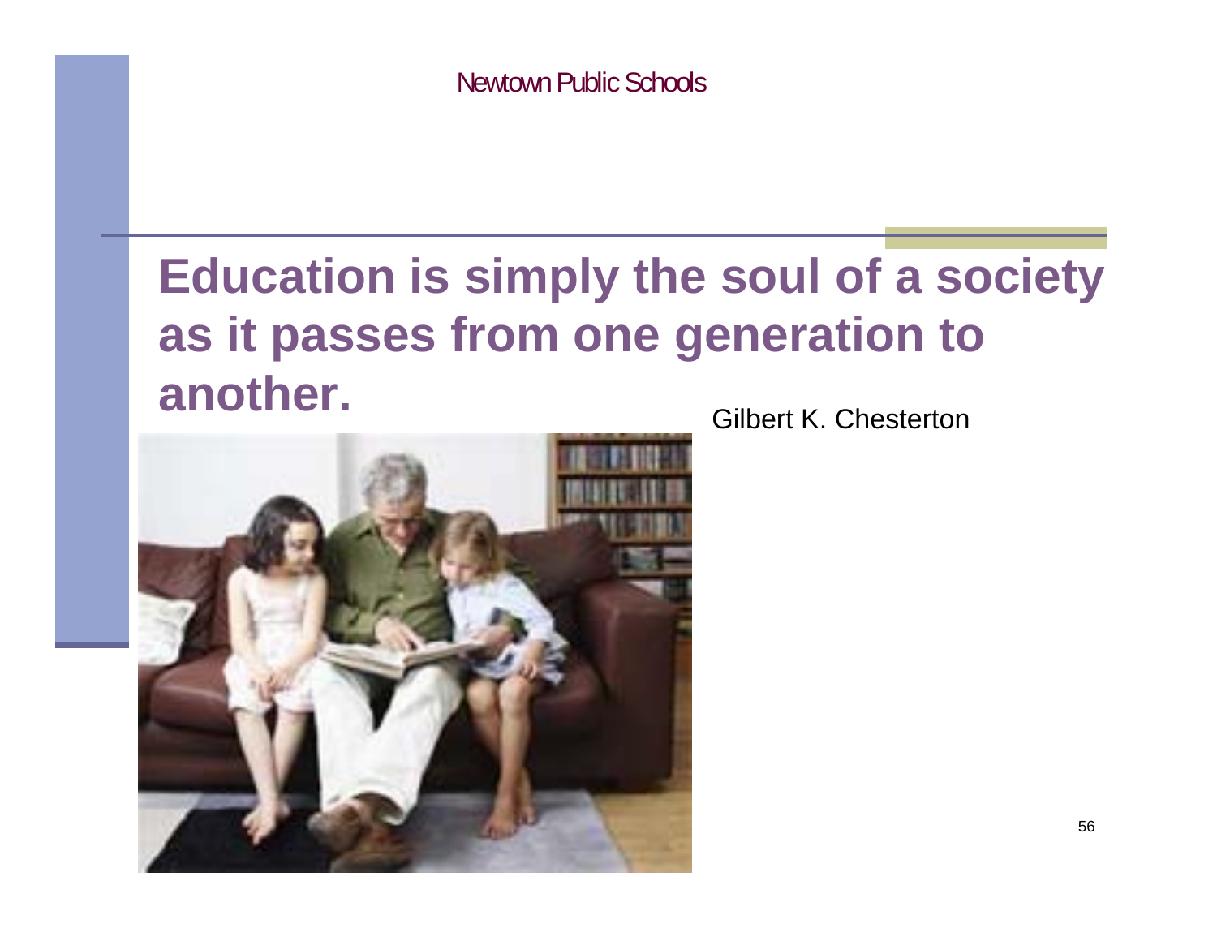# Education is simply the soul of a society as it passes from one generation to another.

Gilbert K. Chesterton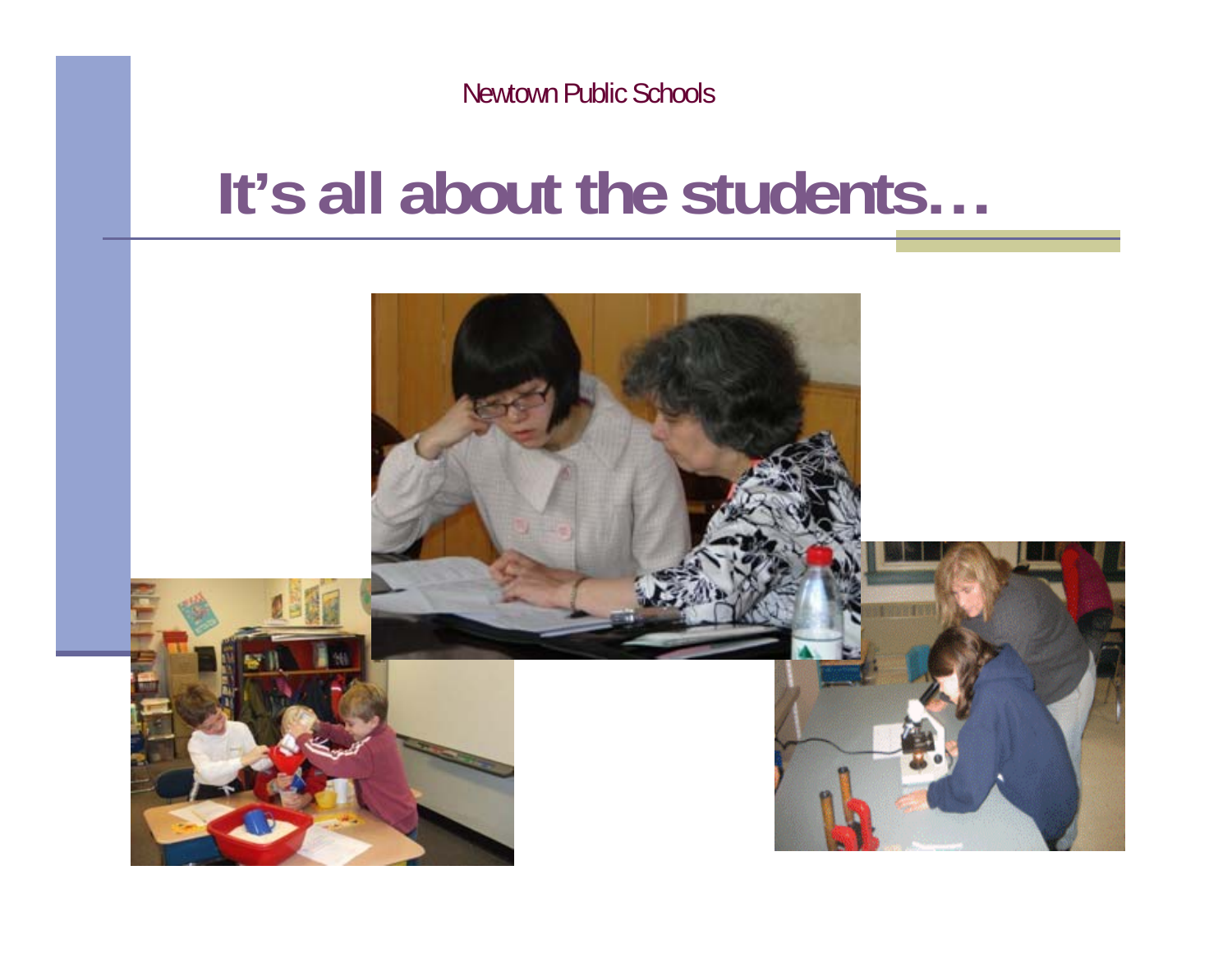Newtown Public Schools

# It's all about the students…